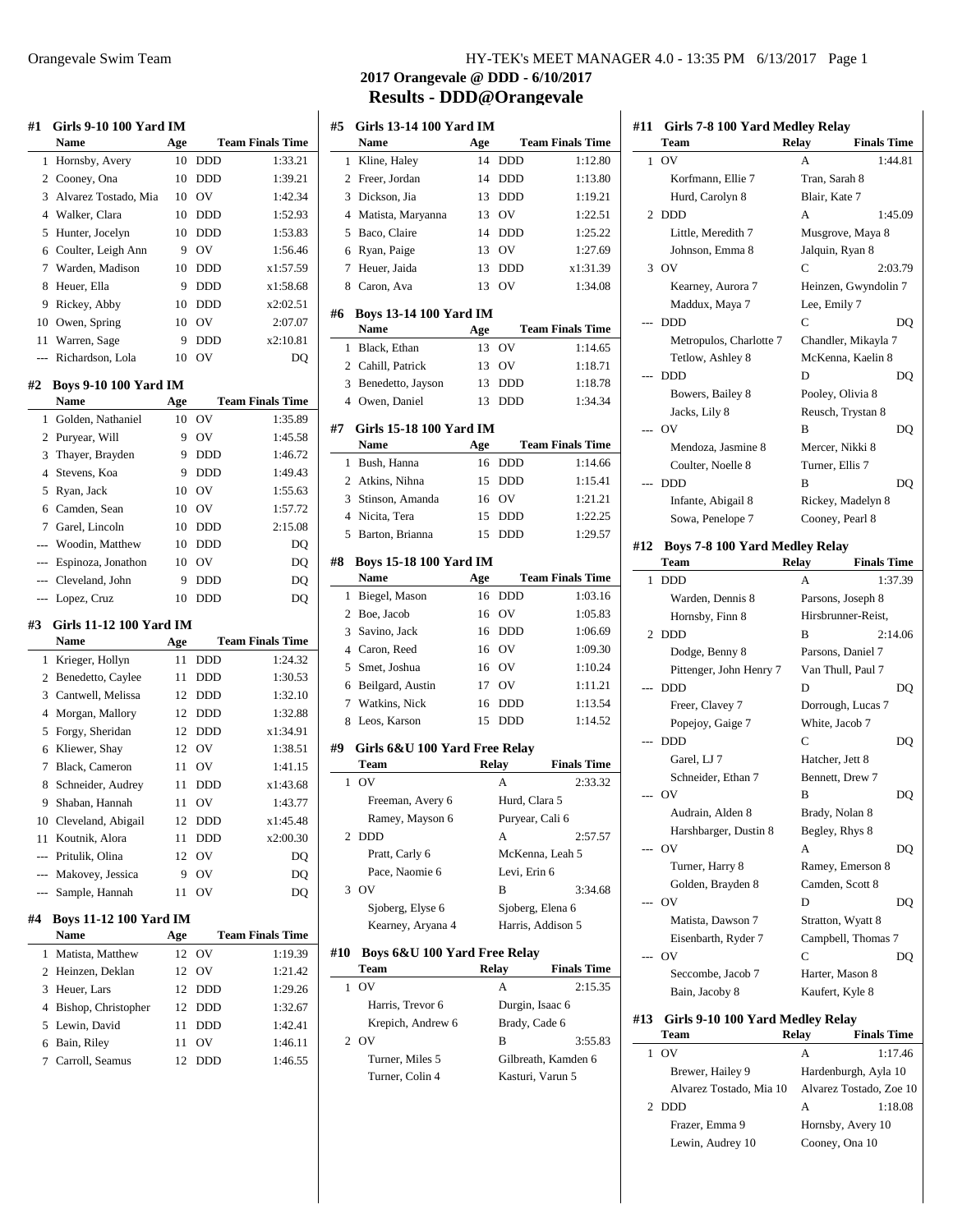## 2017 Orangevale @ DDD - 6/10/2017

## Results - DDD@Orangevale

### #1 Girls 9-10 100 Yard IM

| | Name | Age | Team | Finals Time |
|---|---|---|---|---|
| 1 | Hornsby, Avery | 10 | DDD | 1:33.21 |
| 2 | Cooney, Ona | 10 | DDD | 1:39.21 |
| 3 | Alvarez Tostado, Mia | 10 | OV | 1:42.34 |
| 4 | Walker, Clara | 10 | DDD | 1:52.93 |
| 5 | Hunter, Jocelyn | 10 | DDD | 1:53.83 |
| 6 | Coulter, Leigh Ann | 9 | OV | 1:56.46 |
| 7 | Warden, Madison | 10 | DDD | x1:57.59 |
| 8 | Heuer, Ella | 9 | DDD | x1:58.68 |
| 9 | Rickey, Abby | 10 | DDD | x2:02.51 |
| 10 | Owen, Spring | 10 | OV | 2:07.07 |
| 11 | Warren, Sage | 9 | DDD | x2:10.81 |
| --- | Richardson, Lola | 10 | OV | DQ |

### #2 Boys 9-10 100 Yard IM

| | Name | Age | Team | Finals Time |
|---|---|---|---|---|
| 1 | Golden, Nathaniel | 10 | OV | 1:35.89 |
| 2 | Puryear, Will | 9 | OV | 1:45.58 |
| 3 | Thayer, Brayden | 9 | DDD | 1:46.72 |
| 4 | Stevens, Koa | 9 | DDD | 1:49.43 |
| 5 | Ryan, Jack | 10 | OV | 1:55.63 |
| 6 | Camden, Sean | 10 | OV | 1:57.72 |
| 7 | Garel, Lincoln | 10 | DDD | 2:15.08 |
| --- | Woodin, Matthew | 10 | DDD | DQ |
| --- | Espinoza, Jonathon | 10 | OV | DQ |
| --- | Cleveland, John | 9 | DDD | DQ |
| --- | Lopez, Cruz | 10 | DDD | DQ |

### #3 Girls 11-12 100 Yard IM

| | Name | Age | Team | Finals Time |
|---|---|---|---|---|
| 1 | Krieger, Hollyn | 11 | DDD | 1:24.32 |
| 2 | Benedetto, Caylee | 11 | DDD | 1:30.53 |
| 3 | Cantwell, Melissa | 12 | DDD | 1:32.10 |
| 4 | Morgan, Mallory | 12 | DDD | 1:32.88 |
| 5 | Forgy, Sheridan | 12 | DDD | x1:34.91 |
| 6 | Kliewer, Shay | 12 | OV | 1:38.51 |
| 7 | Black, Cameron | 11 | OV | 1:41.15 |
| 8 | Schneider, Audrey | 11 | DDD | x1:43.68 |
| 9 | Shaban, Hannah | 11 | OV | 1:43.77 |
| 10 | Cleveland, Abigail | 12 | DDD | x1:45.48 |
| 11 | Koutnik, Alora | 11 | DDD | x2:00.30 |
| --- | Pritulik, Olina | 12 | OV | DQ |
| --- | Makovey, Jessica | 9 | OV | DQ |
| --- | Sample, Hannah | 11 | OV | DQ |

### #4 Boys 11-12 100 Yard IM

| | Name | Age | Team | Finals Time |
|---|---|---|---|---|
| 1 | Matista, Matthew | 12 | OV | 1:19.39 |
| 2 | Heinzen, Deklan | 12 | OV | 1:21.42 |
| 3 | Heuer, Lars | 12 | DDD | 1:29.26 |
| 4 | Bishop, Christopher | 12 | DDD | 1:32.67 |
| 5 | Lewin, David | 11 | DDD | 1:42.41 |
| 6 | Bain, Riley | 11 | OV | 1:46.11 |
| 7 | Carroll, Seamus | 12 | DDD | 1:46.55 |

### #5 Girls 13-14 100 Yard IM

| | Name | Age | Team | Finals Time |
|---|---|---|---|---|
| 1 | Kline, Haley | 14 | DDD | 1:12.80 |
| 2 | Freer, Jordan | 14 | DDD | 1:13.80 |
| 3 | Dickson, Jia | 13 | DDD | 1:19.21 |
| 4 | Matista, Maryanna | 13 | OV | 1:22.51 |
| 5 | Baco, Claire | 14 | DDD | 1:25.22 |
| 6 | Ryan, Paige | 13 | OV | 1:27.69 |
| 7 | Heuer, Jaida | 13 | DDD | x1:31.39 |
| 8 | Caron, Ava | 13 | OV | 1:34.08 |

### #6 Boys 13-14 100 Yard IM

| | Name | Age | Team | Finals Time |
|---|---|---|---|---|
| 1 | Black, Ethan | 13 | OV | 1:14.65 |
| 2 | Cahill, Patrick | 13 | OV | 1:18.71 |
| 3 | Benedetto, Jayson | 13 | DDD | 1:18.78 |
| 4 | Owen, Daniel | 13 | DDD | 1:34.34 |

### #7 Girls 15-18 100 Yard IM

| | Name | Age | Team | Finals Time |
|---|---|---|---|---|
| 1 | Bush, Hanna | 16 | DDD | 1:14.66 |
| 2 | Atkins, Nihna | 15 | DDD | 1:15.41 |
| 3 | Stinson, Amanda | 16 | OV | 1:21.21 |
| 4 | Nicita, Tera | 15 | DDD | 1:22.25 |
| 5 | Barton, Brianna | 15 | DDD | 1:29.57 |

### #8 Boys 15-18 100 Yard IM

| | Name | Age | Team | Finals Time |
|---|---|---|---|---|
| 1 | Biegel, Mason | 16 | DDD | 1:03.16 |
| 2 | Boe, Jacob | 16 | OV | 1:05.83 |
| 3 | Savino, Jack | 16 | DDD | 1:06.69 |
| 4 | Caron, Reed | 16 | OV | 1:09.30 |
| 5 | Smet, Joshua | 16 | OV | 1:10.24 |
| 6 | Beilgard, Austin | 17 | OV | 1:11.21 |
| 7 | Watkins, Nick | 16 | DDD | 1:13.54 |
| 8 | Leos, Karson | 15 | DDD | 1:14.52 |

### #9 Girls 6&U 100 Yard Free Relay

| | Team | Relay | Finals Time |
|---|---|---|---|
| 1 | OV | A | 2:33.32 |
| | Freeman, Avery 6 | Hurd, Clara 5 | |
| | Ramey, Mayson 6 | Puryear, Cali 6 | |
| 2 | DDD | A | 2:57.57 |
| | Pratt, Carly 6 | McKenna, Leah 5 | |
| | Pace, Naomie 6 | Levi, Erin 6 | |
| 3 | OV | B | 3:34.68 |
| | Sjoberg, Elyse 6 | Sjoberg, Elena 6 | |
| | Kearney, Aryana 4 | Harris, Addison 5 | |

### #10 Boys 6&U 100 Yard Free Relay

| | Team | Relay | Finals Time |
|---|---|---|---|
| 1 | OV | A | 2:15.35 |
| | Harris, Trevor 6 | Durgin, Isaac 6 | |
| | Krepich, Andrew 6 | Brady, Cade 6 | |
| 2 | OV | B | 3:55.83 |
| | Turner, Miles 5 | Gilbreath, Kamden 6 | |
| | Turner, Colin 4 | Kasturi, Varun 5 | |

### #11 Girls 7-8 100 Yard Medley Relay

| | Team | Relay | Finals Time |
|---|---|---|---|
| 1 | OV | A | 1:44.81 |
| | Korfmann, Ellie 7 | Tran, Sarah 8 | |
| | Hurd, Carolyn 8 | Blair, Kate 7 | |
| 2 | DDD | A | 1:45.09 |
| | Little, Meredith 7 | Musgrove, Maya 8 | |
| | Johnson, Emma 8 | Jalquin, Ryan 8 | |
| 3 | OV | C | 2:03.79 |
| | Kearney, Aurora 7 | Heinzen, Gwyndolin 7 | |
| | Maddux, Maya 7 | Lee, Emily 7 | |
| --- | DDD | C | DQ |
| | Metropulos, Charlotte 7 | Chandler, Mikayla 7 | |
| | Tetlow, Ashley 8 | McKenna, Kaelin 8 | |
| --- | DDD | D | DQ |
| | Bowers, Bailey 8 | Pooley, Olivia 8 | |
| | Jacks, Lily 8 | Reusch, Trystan 8 | |
| --- | OV | B | DQ |
| | Mendoza, Jasmine 8 | Mercer, Nikki 8 | |
| | Coulter, Noelle 8 | Turner, Ellis 7 | |
| --- | DDD | B | DQ |
| | Infante, Abigail 8 | Rickey, Madelyn 8 | |
| | Sowa, Penelope 7 | Cooney, Pearl 8 | |

### #12 Boys 7-8 100 Yard Medley Relay

| | Team | Relay | Finals Time |
|---|---|---|---|
| 1 | DDD | A | 1:37.39 |
| | Warden, Dennis 8 | Parsons, Joseph 8 | |
| | Hornsby, Finn 8 | Hirsbrunner-Reist, | |
| 2 | DDD | B | 2:14.06 |
| | Dodge, Benny 8 | Parsons, Daniel 7 | |
| | Pittenger, John Henry 7 | Van Thull, Paul 7 | |
| --- | DDD | D | DQ |
| | Freer, Clavey 7 | Dorrough, Lucas 7 | |
| | Popejoy, Gaige 7 | White, Jacob 7 | |
| --- | DDD | C | DQ |
| | Garel, LJ 7 | Hatcher, Jett 8 | |
| | Schneider, Ethan 7 | Bennett, Drew 7 | |
| --- | OV | B | DQ |
| | Audrain, Alden 8 | Brady, Nolan 8 | |
| | Harshbarger, Dustin 8 | Begley, Rhys 8 | |
| --- | OV | A | DQ |
| | Turner, Harry 8 | Ramey, Emerson 8 | |
| | Golden, Brayden 8 | Camden, Scott 8 | |
| --- | OV | D | DQ |
| | Matista, Dawson 7 | Stratton, Wyatt 8 | |
| | Eisenbarth, Ryder 7 | Campbell, Thomas 7 | |
| --- | OV | C | DQ |
| | Seccombe, Jacob 7 | Harter, Mason 8 | |
| | Bain, Jacoby 8 | Kaufert, Kyle 8 | |

### #13 Girls 9-10 100 Yard Medley Relay

| | Team | Relay | Finals Time |
|---|---|---|---|
| 1 | OV | A | 1:17.46 |
| | Brewer, Hailey 9 | Hardenburgh, Ayla 10 | |
| | Alvarez Tostado, Mia 10 | Alvarez Tostado, Zoe 10 | |
| 2 | DDD | A | 1:18.08 |
| | Frazer, Emma 9 | Hornsby, Avery 10 | |
| | Lewin, Audrey 10 | Cooney, Ona 10 | |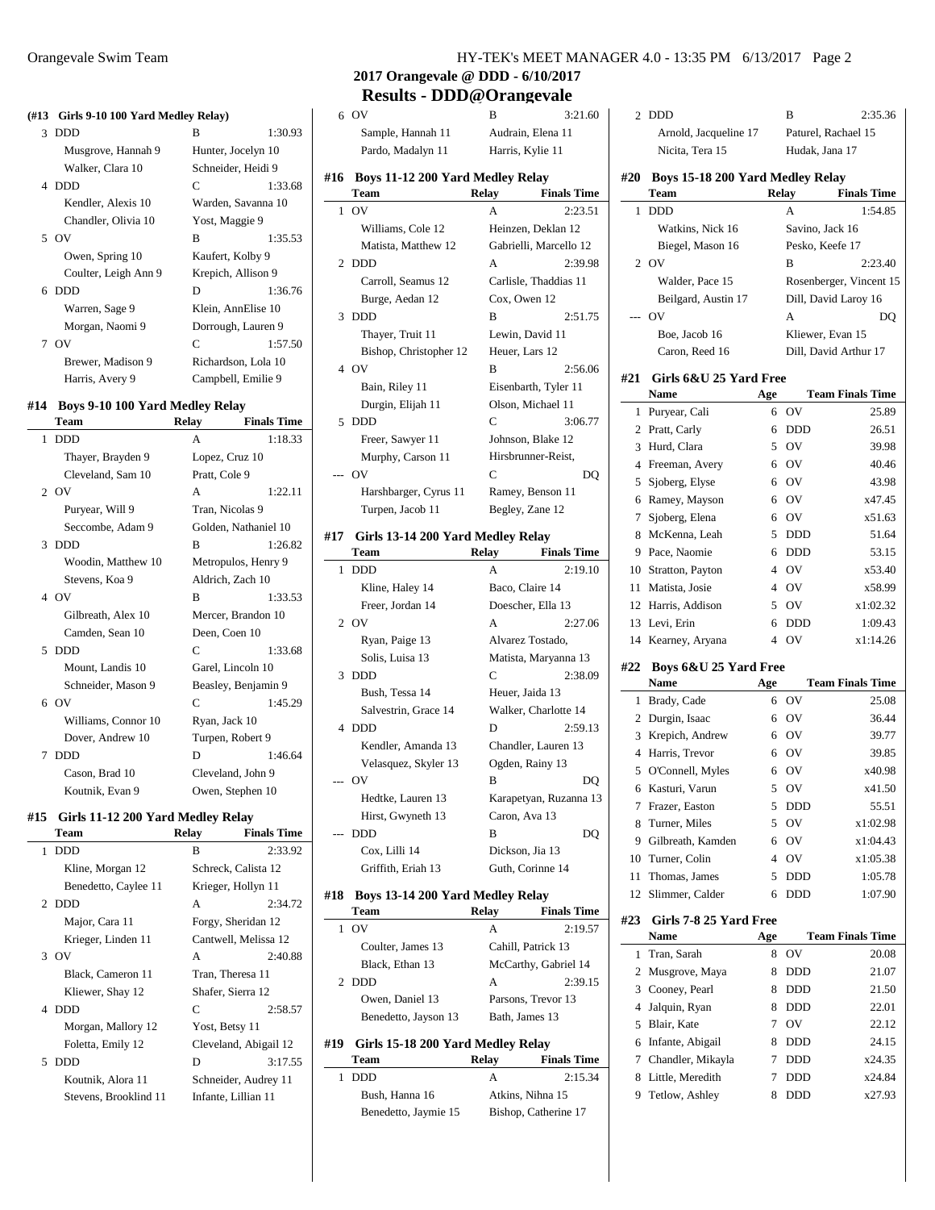**2017 Orangevale @ DDD - 6/10/2017**

**Results - DDD@Orangevale**

### (#13 Girls 9-10 100 Yard Medley Relay)

| | Team | Relay | Finals Time |
|---|---|---|---|
| 3 | DDD | B | 1:30.93 |
| | Musgrove, Hannah 9 | Hunter, Jocelyn 10 | |
| | Walker, Clara 10 | Schneider, Heidi 9 | |
| 4 | DDD | C | 1:33.68 |
| | Kendler, Alexis 10 | Warden, Savanna 10 | |
| | Chandler, Olivia 10 | Yost, Maggie 9 | |
| 5 | OV | B | 1:35.53 |
| | Owen, Spring 10 | Kaufert, Kolby 9 | |
| | Coulter, Leigh Ann 9 | Krepich, Allison 9 | |
| 6 | DDD | D | 1:36.76 |
| | Warren, Sage 9 | Klein, AnnElise 10 | |
| | Morgan, Naomi 9 | Dorrough, Lauren 9 | |
| 7 | OV | C | 1:57.50 |
| | Brewer, Madison 9 | Richardson, Lola 10 | |
| | Harris, Avery 9 | Campbell, Emilie 9 | |

### #14 Boys 9-10 100 Yard Medley Relay

| | Team | Relay | Finals Time |
|---|---|---|---|
| 1 | DDD | A | 1:18.33 |
| | Thayer, Brayden 9 | Lopez, Cruz 10 | |
| | Cleveland, Sam 10 | Pratt, Cole 9 | |
| 2 | OV | A | 1:22.11 |
| | Puryear, Will 9 | Tran, Nicolas 9 | |
| | Seccombe, Adam 9 | Golden, Nathaniel 10 | |
| 3 | DDD | B | 1:26.82 |
| | Woodin, Matthew 10 | Metropulos, Henry 9 | |
| | Stevens, Koa 9 | Aldrich, Zach 10 | |
| 4 | OV | B | 1:33.53 |
| | Gilbreath, Alex 10 | Mercer, Brandon 10 | |
| | Camden, Sean 10 | Deen, Coen 10 | |
| 5 | DDD | C | 1:33.68 |
| | Mount, Landis 10 | Garel, Lincoln 10 | |
| | Schneider, Mason 9 | Beasley, Benjamin 9 | |
| 6 | OV | C | 1:45.29 |
| | Williams, Connor 10 | Ryan, Jack 10 | |
| | Dover, Andrew 10 | Turpen, Robert 9 | |
| 7 | DDD | D | 1:46.64 |
| | Cason, Brad 10 | Cleveland, John 9 | |
| | Koutnik, Evan 9 | Owen, Stephen 10 | |

### #15 Girls 11-12 200 Yard Medley Relay

| | Team | Relay | Finals Time |
|---|---|---|---|
| 1 | DDD | B | 2:33.92 |
| | Kline, Morgan 12 | Schreck, Calista 12 | |
| | Benedetto, Caylee 11 | Krieger, Hollyn 11 | |
| 2 | DDD | A | 2:34.72 |
| | Major, Cara 11 | Forgy, Sheridan 12 | |
| | Krieger, Linden 11 | Cantwell, Melissa 12 | |
| 3 | OV | A | 2:40.88 |
| | Black, Cameron 11 | Tran, Theresa 11 | |
| | Kliewer, Shay 12 | Shafer, Sierra 12 | |
| 4 | DDD | C | 2:58.57 |
| | Morgan, Mallory 12 | Yost, Betsy 11 | |
| | Foletta, Emily 12 | Cleveland, Abigail 12 | |
| 5 | DDD | D | 3:17.55 |
| | Koutnik, Alora 11 | Schneider, Audrey 11 | |
| | Stevens, Brooklind 11 | Infante, Lillian 11 | |
| 6 | OV | B | 3:21.60 |
| | Sample, Hannah 11 | Audrain, Elena 11 | |
| | Pardo, Madalyn 11 | Harris, Kylie 11 | |

### #16 Boys 11-12 200 Yard Medley Relay

| | Team | Relay | Finals Time |
|---|---|---|---|
| 1 | OV | A | 2:23.51 |
| | Williams, Cole 12 | Heinzen, Deklan 12 | |
| | Matista, Matthew 12 | Gabrielli, Marcello 12 | |
| 2 | DDD | A | 2:39.98 |
| | Carroll, Seamus 12 | Carlisle, Thaddias 11 | |
| | Burge, Aedan 12 | Cox, Owen 12 | |
| 3 | DDD | B | 2:51.75 |
| | Thayer, Truit 11 | Lewin, David 11 | |
| | Bishop, Christopher 12 | Heuer, Lars 12 | |
| 4 | OV | B | 2:56.06 |
| | Bain, Riley 11 | Eisenbarth, Tyler 11 | |
| | Durgin, Elijah 11 | Olson, Michael 11 | |
| 5 | DDD | C | 3:06.77 |
| | Freer, Sawyer 11 | Johnson, Blake 12 | |
| | Murphy, Carson 11 | Hirsbrunner-Reist, | |
| --- | OV | C | DQ |
| | Harshbarger, Cyrus 11 | Ramey, Benson 11 | |
| | Turpen, Jacob 11 | Begley, Zane 12 | |

### #17 Girls 13-14 200 Yard Medley Relay

| | Team | Relay | Finals Time |
|---|---|---|---|
| 1 | DDD | A | 2:19.10 |
| | Kline, Haley 14 | Baco, Claire 14 | |
| | Freer, Jordan 14 | Doescher, Ella 13 | |
| 2 | OV | A | 2:27.06 |
| | Ryan, Paige 13 | Alvarez Tostado, | |
| | Solis, Luisa 13 | Matista, Maryanna 13 | |
| 3 | DDD | C | 2:38.09 |
| | Bush, Tessa 14 | Heuer, Jaida 13 | |
| | Salvestrin, Grace 14 | Walker, Charlotte 14 | |
| 4 | DDD | D | 2:59.13 |
| | Kendler, Amanda 13 | Chandler, Lauren 13 | |
| | Velasquez, Skyler 13 | Ogden, Rainy 13 | |
| --- | OV | B | DQ |
| | Hedtke, Lauren 13 | Karapetyan, Ruzanna 13 | |
| | Hirst, Gwyneth 13 | Caron, Ava 13 | |
| --- | DDD | B | DQ |
| | Cox, Lilli 14 | Dickson, Jia 13 | |
| | Griffith, Eriah 13 | Guth, Corinne 14 | |

### #18 Boys 13-14 200 Yard Medley Relay

| | Team | Relay | Finals Time |
|---|---|---|---|
| 1 | OV | A | 2:19.57 |
| | Coulter, James 13 | Cahill, Patrick 13 | |
| | Black, Ethan 13 | McCarthy, Gabriel 14 | |
| 2 | DDD | A | 2:39.15 |
| | Owen, Daniel 13 | Parsons, Trevor 13 | |
| | Benedetto, Jayson 13 | Bath, James 13 | |

### #19 Girls 15-18 200 Yard Medley Relay

| | Team | Relay | Finals Time |
|---|---|---|---|
| 1 | DDD | A | 2:15.34 |
| | Bush, Hanna 16 | Atkins, Nihna 15 | |
| | Benedetto, Jaymie 15 | Bishop, Catherine 17 | |
| 2 | DDD | B | 2:35.36 |
| | Arnold, Jacqueline 17 | Paturel, Rachael 15 | |
| | Nicita, Tera 15 | Hudak, Jana 17 | |

### #20 Boys 15-18 200 Yard Medley Relay

| | Team | Relay | Finals Time |
|---|---|---|---|
| 1 | DDD | A | 1:54.85 |
| | Watkins, Nick 16 | Savino, Jack 16 | |
| | Biegel, Mason 16 | Pesko, Keefe 17 | |
| 2 | OV | B | 2:23.40 |
| | Walder, Pace 15 | Rosenberger, Vincent 15 | |
| | Beilgard, Austin 17 | Dill, David Laroy 16 | |
| --- | OV | A | DQ |
| | Boe, Jacob 16 | Kliewer, Evan 15 | |
| | Caron, Reed 16 | Dill, David Arthur 17 | |

### #21 Girls 6&U 25 Yard Free

| | Name | Age | Team | Finals Time |
|---|---|---|---|---|
| 1 | Puryear, Cali | 6 | OV | 25.89 |
| 2 | Pratt, Carly | 6 | DDD | 26.51 |
| 3 | Hurd, Clara | 5 | OV | 39.98 |
| 4 | Freeman, Avery | 6 | OV | 40.46 |
| 5 | Sjoberg, Elyse | 6 | OV | 43.98 |
| 6 | Ramey, Mayson | 6 | OV | x47.45 |
| 7 | Sjoberg, Elena | 6 | OV | x51.63 |
| 8 | McKenna, Leah | 5 | DDD | 51.64 |
| 9 | Pace, Naomie | 6 | DDD | 53.15 |
| 10 | Stratton, Payton | 4 | OV | x53.40 |
| 11 | Matista, Josie | 4 | OV | x58.99 |
| 12 | Harris, Addison | 5 | OV | x1:02.32 |
| 13 | Levi, Erin | 6 | DDD | 1:09.43 |
| 14 | Kearney, Aryana | 4 | OV | x1:14.26 |

### #22 Boys 6&U 25 Yard Free

| | Name | Age | Team | Finals Time |
|---|---|---|---|---|
| 1 | Brady, Cade | 6 | OV | 25.08 |
| 2 | Durgin, Isaac | 6 | OV | 36.44 |
| 3 | Krepich, Andrew | 6 | OV | 39.77 |
| 4 | Harris, Trevor | 6 | OV | 39.85 |
| 5 | O'Connell, Myles | 6 | OV | x40.98 |
| 6 | Kasturi, Varun | 5 | OV | x41.50 |
| 7 | Frazer, Easton | 5 | DDD | 55.51 |
| 8 | Turner, Miles | 5 | OV | x1:02.98 |
| 9 | Gilbreath, Kamden | 6 | OV | x1:04.43 |
| 10 | Turner, Colin | 4 | OV | x1:05.38 |
| 11 | Thomas, James | 5 | DDD | 1:05.78 |
| 12 | Slimmer, Calder | 6 | DDD | 1:07.90 |

### #23 Girls 7-8 25 Yard Free

| | Name | Age | Team | Finals Time |
|---|---|---|---|---|
| 1 | Tran, Sarah | 8 | OV | 20.08 |
| 2 | Musgrove, Maya | 8 | DDD | 21.07 |
| 3 | Cooney, Pearl | 8 | DDD | 21.50 |
| 4 | Jalquin, Ryan | 8 | DDD | 22.01 |
| 5 | Blair, Kate | 7 | OV | 22.12 |
| 6 | Infante, Abigail | 8 | DDD | 24.15 |
| 7 | Chandler, Mikayla | 7 | DDD | x24.35 |
| 8 | Little, Meredith | 7 | DDD | x24.84 |
| 9 | Tetlow, Ashley | 8 | DDD | x27.93 |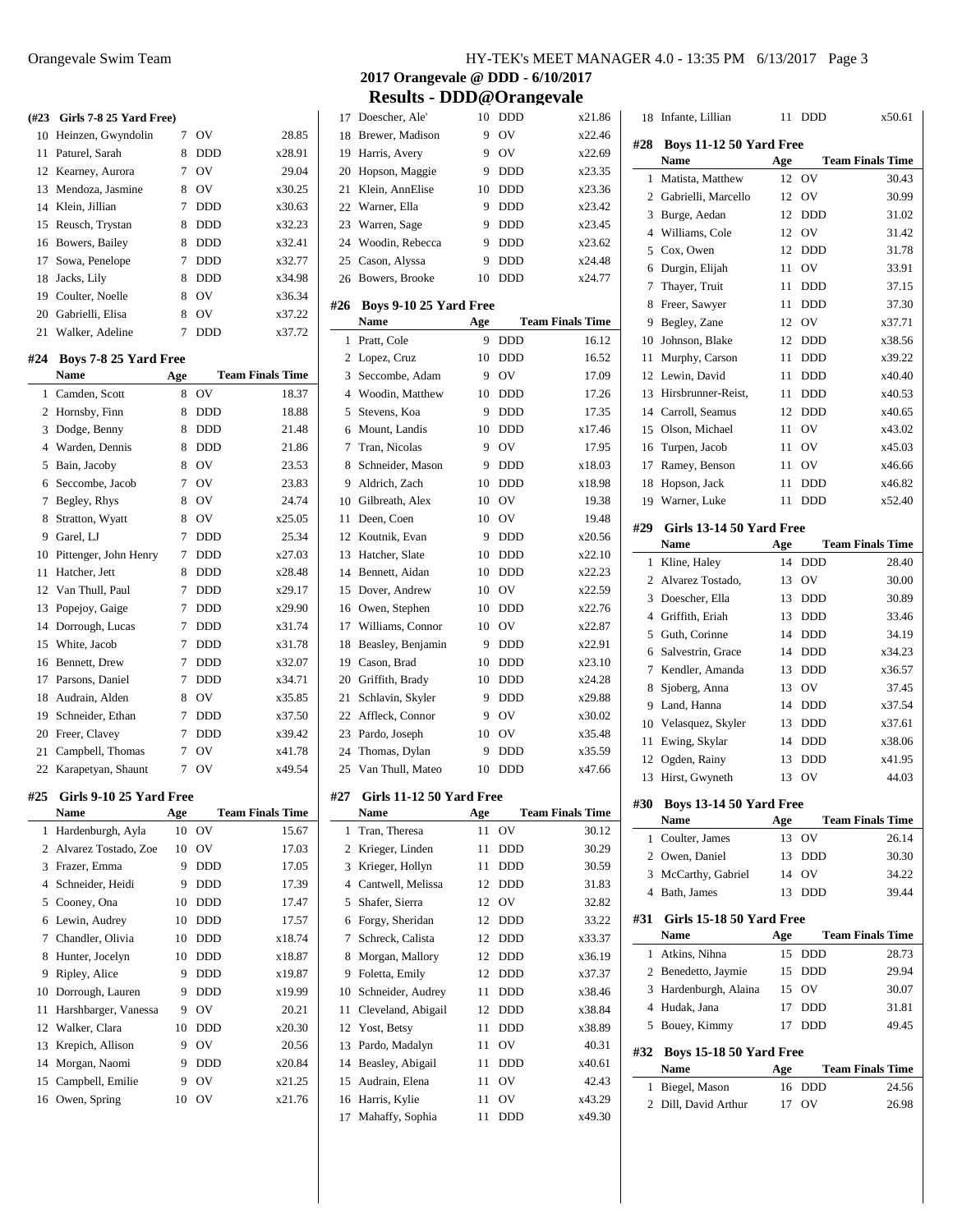# 2017 Orangevale @ DDD - 6/10/2017

## Results - DDD@Orangevale

**(#23 Girls 7-8 25 Yard Free)**

| | Name | Age | Team | Finals Time |
|---|---|---|---|---|
| 10 | Heinzen, Gwyndolin | 7 | OV | 28.85 |
| 11 | Paturel, Sarah | 8 | DDD | x28.91 |
| 12 | Kearney, Aurora | 7 | OV | 29.04 |
| 13 | Mendoza, Jasmine | 8 | OV | x30.25 |
| 14 | Klein, Jillian | 7 | DDD | x30.63 |
| 15 | Reusch, Trystan | 8 | DDD | x32.23 |
| 16 | Bowers, Bailey | 8 | DDD | x32.41 |
| 17 | Sowa, Penelope | 7 | DDD | x32.77 |
| 18 | Jacks, Lily | 8 | DDD | x34.98 |
| 19 | Coulter, Noelle | 8 | OV | x36.34 |
| 20 | Gabrielli, Elisa | 8 | OV | x37.22 |
| 21 | Walker, Adeline | 7 | DDD | x37.72 |

**#24 Boys 7-8 25 Yard Free**

| | Name | Age | Team | Finals Time |
|---|---|---|---|---|
| 1 | Camden, Scott | 8 | OV | 18.37 |
| 2 | Hornsby, Finn | 8 | DDD | 18.88 |
| 3 | Dodge, Benny | 8 | DDD | 21.48 |
| 4 | Warden, Dennis | 8 | DDD | 21.86 |
| 5 | Bain, Jacoby | 8 | OV | 23.53 |
| 6 | Seccombe, Jacob | 7 | OV | 23.83 |
| 7 | Begley, Rhys | 8 | OV | 24.74 |
| 8 | Stratton, Wyatt | 8 | OV | x25.05 |
| 9 | Garel, LJ | 7 | DDD | 25.34 |
| 10 | Pittenger, John Henry | 7 | DDD | x27.03 |
| 11 | Hatcher, Jett | 8 | DDD | x28.48 |
| 12 | Van Thull, Paul | 7 | DDD | x29.17 |
| 13 | Popejoy, Gaige | 7 | DDD | x29.90 |
| 14 | Dorrough, Lucas | 7 | DDD | x31.74 |
| 15 | White, Jacob | 7 | DDD | x31.78 |
| 16 | Bennett, Drew | 7 | DDD | x32.07 |
| 17 | Parsons, Daniel | 7 | DDD | x34.71 |
| 18 | Audrain, Alden | 8 | OV | x35.85 |
| 19 | Schneider, Ethan | 7 | DDD | x37.50 |
| 20 | Freer, Clavey | 7 | DDD | x39.42 |
| 21 | Campbell, Thomas | 7 | OV | x41.78 |
| 22 | Karapetyan, Shaunt | 7 | OV | x49.54 |

**#25 Girls 9-10 25 Yard Free**

| | Name | Age | Team | Finals Time |
|---|---|---|---|---|
| 1 | Hardenburgh, Ayla | 10 | OV | 15.67 |
| 2 | Alvarez Tostado, Zoe | 10 | OV | 17.03 |
| 3 | Frazer, Emma | 9 | DDD | 17.05 |
| 4 | Schneider, Heidi | 9 | DDD | 17.39 |
| 5 | Cooney, Ona | 10 | DDD | 17.47 |
| 6 | Lewin, Audrey | 10 | DDD | 17.57 |
| 7 | Chandler, Olivia | 10 | DDD | x18.74 |
| 8 | Hunter, Jocelyn | 10 | DDD | x18.87 |
| 9 | Ripley, Alice | 9 | DDD | x19.87 |
| 10 | Dorrough, Lauren | 9 | DDD | x19.99 |
| 11 | Harshbarger, Vanessa | 9 | OV | 20.21 |
| 12 | Walker, Clara | 10 | DDD | x20.30 |
| 13 | Krepich, Allison | 9 | OV | 20.56 |
| 14 | Morgan, Naomi | 9 | DDD | x20.84 |
| 15 | Campbell, Emilie | 9 | OV | x21.25 |
| 16 | Owen, Spring | 10 | OV | x21.76 |
| 17 | Doescher, Ale' | 10 | DDD | x21.86 |
| 18 | Brewer, Madison | 9 | OV | x22.46 |
| 19 | Harris, Avery | 9 | OV | x22.69 |
| 20 | Hopson, Maggie | 9 | DDD | x23.35 |
| 21 | Klein, AnnElise | 10 | DDD | x23.36 |
| 22 | Warner, Ella | 9 | DDD | x23.42 |
| 23 | Warren, Sage | 9 | DDD | x23.45 |
| 24 | Woodin, Rebecca | 9 | DDD | x23.62 |
| 25 | Cason, Alyssa | 9 | DDD | x24.48 |
| 26 | Bowers, Brooke | 10 | DDD | x24.77 |

**#26 Boys 9-10 25 Yard Free**

| | Name | Age | Team | Finals Time |
|---|---|---|---|---|
| 1 | Pratt, Cole | 9 | DDD | 16.12 |
| 2 | Lopez, Cruz | 10 | DDD | 16.52 |
| 3 | Seccombe, Adam | 9 | OV | 17.09 |
| 4 | Woodin, Matthew | 10 | DDD | 17.26 |
| 5 | Stevens, Koa | 9 | DDD | 17.35 |
| 6 | Mount, Landis | 10 | DDD | x17.46 |
| 7 | Tran, Nicolas | 9 | OV | 17.95 |
| 8 | Schneider, Mason | 9 | DDD | x18.03 |
| 9 | Aldrich, Zach | 10 | DDD | x18.98 |
| 10 | Gilbreath, Alex | 10 | OV | 19.38 |
| 11 | Deen, Coen | 10 | OV | 19.48 |
| 12 | Koutnik, Evan | 9 | DDD | x20.56 |
| 13 | Hatcher, Slate | 10 | DDD | x22.10 |
| 14 | Bennett, Aidan | 10 | DDD | x22.23 |
| 15 | Dover, Andrew | 10 | OV | x22.59 |
| 16 | Owen, Stephen | 10 | DDD | x22.76 |
| 17 | Williams, Connor | 10 | OV | x22.87 |
| 18 | Beasley, Benjamin | 9 | DDD | x22.91 |
| 19 | Cason, Brad | 10 | DDD | x23.10 |
| 20 | Griffith, Brady | 10 | DDD | x24.28 |
| 21 | Schlavin, Skyler | 9 | DDD | x29.88 |
| 22 | Affleck, Connor | 9 | OV | x30.02 |
| 23 | Pardo, Joseph | 10 | OV | x35.48 |
| 24 | Thomas, Dylan | 9 | DDD | x35.59 |
| 25 | Van Thull, Mateo | 10 | DDD | x47.66 |

**#27 Girls 11-12 50 Yard Free**

| | Name | Age | Team | Finals Time |
|---|---|---|---|---|
| 1 | Tran, Theresa | 11 | OV | 30.12 |
| 2 | Krieger, Linden | 11 | DDD | 30.29 |
| 3 | Krieger, Hollyn | 11 | DDD | 30.59 |
| 4 | Cantwell, Melissa | 12 | DDD | 31.83 |
| 5 | Shafer, Sierra | 12 | OV | 32.82 |
| 6 | Forgy, Sheridan | 12 | DDD | 33.22 |
| 7 | Schreck, Calista | 12 | DDD | x33.37 |
| 8 | Morgan, Mallory | 12 | DDD | x36.19 |
| 9 | Foletta, Emily | 12 | DDD | x37.37 |
| 10 | Schneider, Audrey | 11 | DDD | x38.46 |
| 11 | Cleveland, Abigail | 12 | DDD | x38.84 |
| 12 | Yost, Betsy | 11 | DDD | x38.89 |
| 13 | Pardo, Madalyn | 11 | OV | 40.31 |
| 14 | Beasley, Abigail | 11 | DDD | x40.61 |
| 15 | Audrain, Elena | 11 | OV | 42.43 |
| 16 | Harris, Kylie | 11 | OV | x43.29 |
| 17 | Mahaffy, Sophia | 11 | DDD | x49.30 |
| 18 | Infante, Lillian | 11 | DDD | x50.61 |

**#28 Boys 11-12 50 Yard Free**

| | Name | Age | Team | Finals Time |
|---|---|---|---|---|
| 1 | Matista, Matthew | 12 | OV | 30.43 |
| 2 | Gabrielli, Marcello | 12 | OV | 30.99 |
| 3 | Burge, Aedan | 12 | DDD | 31.02 |
| 4 | Williams, Cole | 12 | OV | 31.42 |
| 5 | Cox, Owen | 12 | DDD | 31.78 |
| 6 | Durgin, Elijah | 11 | OV | 33.91 |
| 7 | Thayer, Truit | 11 | DDD | 37.15 |
| 8 | Freer, Sawyer | 11 | DDD | 37.30 |
| 9 | Begley, Zane | 12 | OV | x37.71 |
| 10 | Johnson, Blake | 12 | DDD | x38.56 |
| 11 | Murphy, Carson | 11 | DDD | x39.22 |
| 12 | Lewin, David | 11 | DDD | x40.40 |
| 13 | Hirsbrunner-Reist, | 11 | DDD | x40.53 |
| 14 | Carroll, Seamus | 12 | DDD | x40.65 |
| 15 | Olson, Michael | 11 | OV | x43.02 |
| 16 | Turpen, Jacob | 11 | OV | x45.03 |
| 17 | Ramey, Benson | 11 | OV | x46.66 |
| 18 | Hopson, Jack | 11 | DDD | x46.82 |
| 19 | Warner, Luke | 11 | DDD | x52.40 |

**#29 Girls 13-14 50 Yard Free**

| | Name | Age | Team | Finals Time |
|---|---|---|---|---|
| 1 | Kline, Haley | 14 | DDD | 28.40 |
| 2 | Alvarez Tostado, | 13 | OV | 30.00 |
| 3 | Doescher, Ella | 13 | DDD | 30.89 |
| 4 | Griffith, Eriah | 13 | DDD | 33.46 |
| 5 | Guth, Corinne | 14 | DDD | 34.19 |
| 6 | Salvestrin, Grace | 14 | DDD | x34.23 |
| 7 | Kendler, Amanda | 13 | DDD | x36.57 |
| 8 | Sjoberg, Anna | 13 | OV | 37.45 |
| 9 | Land, Hanna | 14 | DDD | x37.54 |
| 10 | Velasquez, Skyler | 13 | DDD | x37.61 |
| 11 | Ewing, Skylar | 14 | DDD | x38.06 |
| 12 | Ogden, Rainy | 13 | DDD | x41.95 |
| 13 | Hirst, Gwyneth | 13 | OV | 44.03 |

**#30 Boys 13-14 50 Yard Free**

| | Name | Age | Team | Finals Time |
|---|---|---|---|---|
| 1 | Coulter, James | 13 | OV | 26.14 |
| 2 | Owen, Daniel | 13 | DDD | 30.30 |
| 3 | McCarthy, Gabriel | 14 | OV | 34.22 |
| 4 | Bath, James | 13 | DDD | 39.44 |

**#31 Girls 15-18 50 Yard Free**

| | Name | Age | Team | Finals Time |
|---|---|---|---|---|
| 1 | Atkins, Nihna | 15 | DDD | 28.73 |
| 2 | Benedetto, Jaymie | 15 | DDD | 29.94 |
| 3 | Hardenburgh, Alaina | 15 | OV | 30.07 |
| 4 | Hudak, Jana | 17 | DDD | 31.81 |
| 5 | Bouey, Kimmy | 17 | DDD | 49.45 |

**#32 Boys 15-18 50 Yard Free**

| | Name | Age | Team | Finals Time |
|---|---|---|---|---|
| 1 | Biegel, Mason | 16 | DDD | 24.56 |
| 2 | Dill, David Arthur | 17 | OV | 26.98 |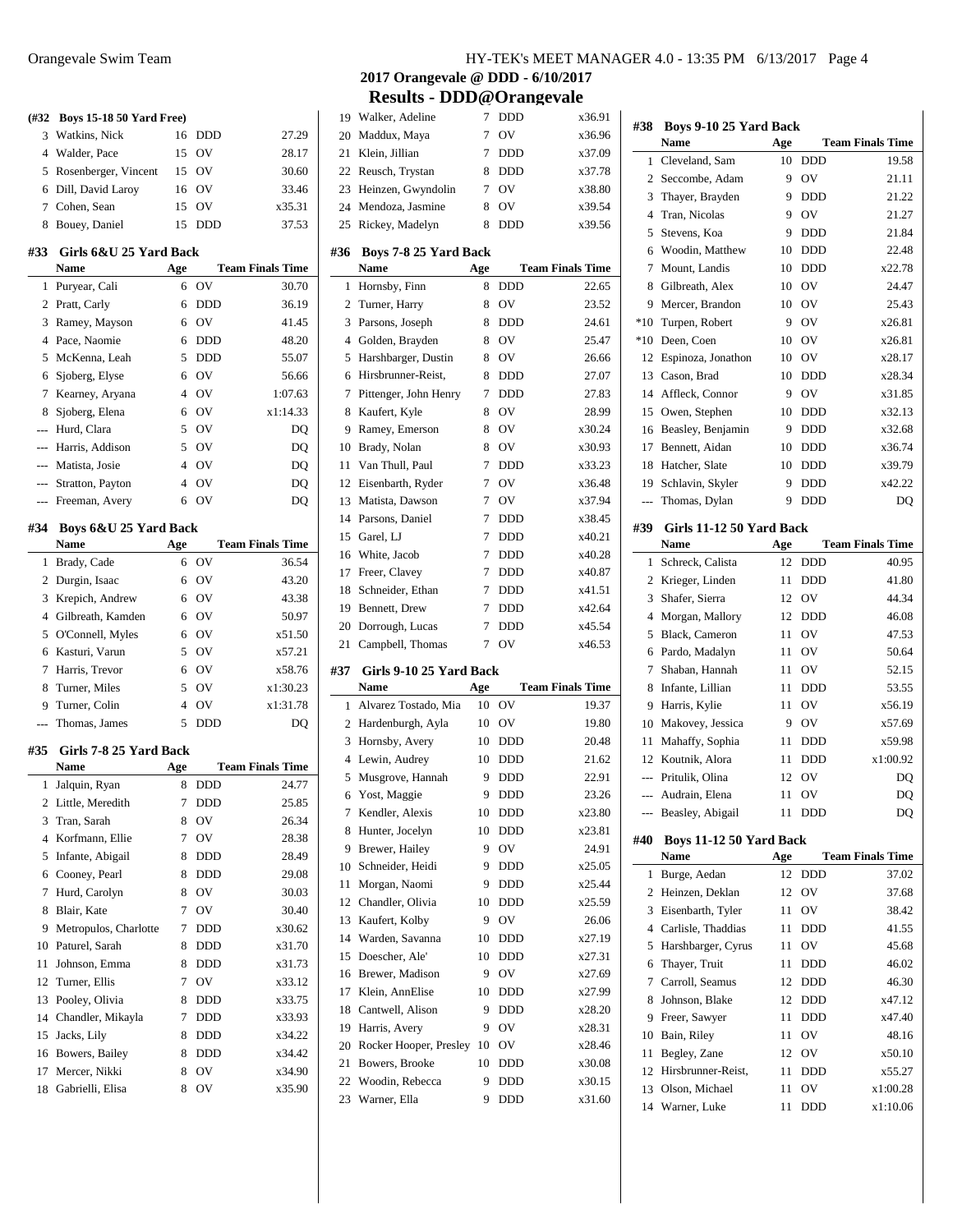## 2017 Orangevale @ DDD - 6/10/2017

## Results - DDD@Orangevale

**(#32 Boys 15-18 50 Yard Free)**

| | Name | Age | Team | Finals Time |
|---|---|---|---|---|
| 3 | Watkins, Nick | 16 | DDD | 27.29 |
| 4 | Walder, Pace | 15 | OV | 28.17 |
| 5 | Rosenberger, Vincent | 15 | OV | 30.60 |
| 6 | Dill, David Laroy | 16 | OV | 33.46 |
| 7 | Cohen, Sean | 15 | OV | x35.31 |
| 8 | Bouey, Daniel | 15 | DDD | 37.53 |

**#33 Girls 6&U 25 Yard Back**

| | Name | Age | Team | Finals Time |
|---|---|---|---|---|
| 1 | Puryear, Cali | 6 | OV | 30.70 |
| 2 | Pratt, Carly | 6 | DDD | 36.19 |
| 3 | Ramey, Mayson | 6 | OV | 41.45 |
| 4 | Pace, Naomie | 6 | DDD | 48.20 |
| 5 | McKenna, Leah | 5 | DDD | 55.07 |
| 6 | Sjoberg, Elyse | 6 | OV | 56.66 |
| 7 | Kearney, Aryana | 4 | OV | 1:07.63 |
| 8 | Sjoberg, Elena | 6 | OV | x1:14.33 |
| --- | Hurd, Clara | 5 | OV | DQ |
| --- | Harris, Addison | 5 | OV | DQ |
| --- | Matista, Josie | 4 | OV | DQ |
| --- | Stratton, Payton | 4 | OV | DQ |
| --- | Freeman, Avery | 6 | OV | DQ |

**#34 Boys 6&U 25 Yard Back**

| | Name | Age | Team | Finals Time |
|---|---|---|---|---|
| 1 | Brady, Cade | 6 | OV | 36.54 |
| 2 | Durgin, Isaac | 6 | OV | 43.20 |
| 3 | Krepich, Andrew | 6 | OV | 43.38 |
| 4 | Gilbreath, Kamden | 6 | OV | 50.97 |
| 5 | O'Connell, Myles | 6 | OV | x51.50 |
| 6 | Kasturi, Varun | 5 | OV | x57.21 |
| 7 | Harris, Trevor | 6 | OV | x58.76 |
| 8 | Turner, Miles | 5 | OV | x1:30.23 |
| 9 | Turner, Colin | 4 | OV | x1:31.78 |
| --- | Thomas, James | 5 | DDD | DQ |

**#35 Girls 7-8 25 Yard Back**

| | Name | Age | Team | Finals Time |
|---|---|---|---|---|
| 1 | Jalquin, Ryan | 8 | DDD | 24.77 |
| 2 | Little, Meredith | 7 | DDD | 25.85 |
| 3 | Tran, Sarah | 8 | OV | 26.34 |
| 4 | Korfmann, Ellie | 7 | OV | 28.38 |
| 5 | Infante, Abigail | 8 | DDD | 28.49 |
| 6 | Cooney, Pearl | 8 | DDD | 29.08 |
| 7 | Hurd, Carolyn | 8 | OV | 30.03 |
| 8 | Blair, Kate | 7 | OV | 30.40 |
| 9 | Metropulos, Charlotte | 7 | DDD | x30.62 |
| 10 | Paturel, Sarah | 8 | DDD | x31.70 |
| 11 | Johnson, Emma | 8 | DDD | x31.73 |
| 12 | Turner, Ellis | 7 | OV | x33.12 |
| 13 | Pooley, Olivia | 8 | DDD | x33.75 |
| 14 | Chandler, Mikayla | 7 | DDD | x33.93 |
| 15 | Jacks, Lily | 8 | DDD | x34.22 |
| 16 | Bowers, Bailey | 8 | DDD | x34.42 |
| 17 | Mercer, Nikki | 8 | OV | x34.90 |
| 18 | Gabrielli, Elisa | 8 | OV | x35.90 |
| 19 | Walker, Adeline | 7 | DDD | x36.91 |
| 20 | Maddux, Maya | 7 | OV | x36.96 |
| 21 | Klein, Jillian | 7 | DDD | x37.09 |
| 22 | Reusch, Trystan | 8 | DDD | x37.78 |
| 23 | Heinzen, Gwyndolin | 7 | OV | x38.80 |
| 24 | Mendoza, Jasmine | 8 | OV | x39.54 |
| 25 | Rickey, Madelyn | 8 | DDD | x39.56 |

**#36 Boys 7-8 25 Yard Back**

| | Name | Age | Team | Finals Time |
|---|---|---|---|---|
| 1 | Hornsby, Finn | 8 | DDD | 22.65 |
| 2 | Turner, Harry | 8 | OV | 23.52 |
| 3 | Parsons, Joseph | 8 | DDD | 24.61 |
| 4 | Golden, Brayden | 8 | OV | 25.47 |
| 5 | Harshbarger, Dustin | 8 | OV | 26.66 |
| 6 | Hirsbrunner-Reist, | 8 | DDD | 27.07 |
| 7 | Pittenger, John Henry | 7 | DDD | 27.83 |
| 8 | Kaufert, Kyle | 8 | OV | 28.99 |
| 9 | Ramey, Emerson | 8 | OV | x30.24 |
| 10 | Brady, Nolan | 8 | OV | x30.93 |
| 11 | Van Thull, Paul | 7 | DDD | x33.23 |
| 12 | Eisenbarth, Ryder | 7 | OV | x36.48 |
| 13 | Matista, Dawson | 7 | OV | x37.94 |
| 14 | Parsons, Daniel | 7 | DDD | x38.45 |
| 15 | Garel, LJ | 7 | DDD | x40.21 |
| 16 | White, Jacob | 7 | DDD | x40.28 |
| 17 | Freer, Clavey | 7 | DDD | x40.87 |
| 18 | Schneider, Ethan | 7 | DDD | x41.51 |
| 19 | Bennett, Drew | 7 | DDD | x42.64 |
| 20 | Dorrough, Lucas | 7 | DDD | x45.54 |
| 21 | Campbell, Thomas | 7 | OV | x46.53 |

**#37 Girls 9-10 25 Yard Back**

| | Name | Age | Team | Finals Time |
|---|---|---|---|---|
| 1 | Alvarez Tostado, Mia | 10 | OV | 19.37 |
| 2 | Hardenburgh, Ayla | 10 | OV | 19.80 |
| 3 | Hornsby, Avery | 10 | DDD | 20.48 |
| 4 | Lewin, Audrey | 10 | DDD | 21.62 |
| 5 | Musgrove, Hannah | 9 | DDD | 22.91 |
| 6 | Yost, Maggie | 9 | DDD | 23.26 |
| 7 | Kendler, Alexis | 10 | DDD | x23.80 |
| 8 | Hunter, Jocelyn | 10 | DDD | x23.81 |
| 9 | Brewer, Hailey | 9 | OV | 24.91 |
| 10 | Schneider, Heidi | 9 | DDD | x25.05 |
| 11 | Morgan, Naomi | 9 | DDD | x25.44 |
| 12 | Chandler, Olivia | 10 | DDD | x25.59 |
| 13 | Kaufert, Kolby | 9 | OV | 26.06 |
| 14 | Warden, Savanna | 10 | DDD | x27.19 |
| 15 | Doescher, Ale' | 10 | DDD | x27.31 |
| 16 | Brewer, Madison | 9 | OV | x27.69 |
| 17 | Klein, AnnElise | 10 | DDD | x27.99 |
| 18 | Cantwell, Alison | 9 | DDD | x28.20 |
| 19 | Harris, Avery | 9 | OV | x28.31 |
| 20 | Rocker Hooper, Presley | 10 | OV | x28.46 |
| 21 | Bowers, Brooke | 10 | DDD | x30.08 |
| 22 | Woodin, Rebecca | 9 | DDD | x30.15 |
| 23 | Warner, Ella | 9 | DDD | x31.60 |

**#38 Boys 9-10 25 Yard Back**

| | Name | Age | Team | Finals Time |
|---|---|---|---|---|
| 1 | Cleveland, Sam | 10 | DDD | 19.58 |
| 2 | Seccombe, Adam | 9 | OV | 21.11 |
| 3 | Thayer, Brayden | 9 | DDD | 21.22 |
| 4 | Tran, Nicolas | 9 | OV | 21.27 |
| 5 | Stevens, Koa | 9 | DDD | 21.84 |
| 6 | Woodin, Matthew | 10 | DDD | 22.48 |
| 7 | Mount, Landis | 10 | DDD | x22.78 |
| 8 | Gilbreath, Alex | 10 | OV | 24.47 |
| 9 | Mercer, Brandon | 10 | OV | 25.43 |
| *10 | Turpen, Robert | 9 | OV | x26.81 |
| *10 | Deen, Coen | 10 | OV | x26.81 |
| 12 | Espinoza, Jonathon | 10 | OV | x28.17 |
| 13 | Cason, Brad | 10 | DDD | x28.34 |
| 14 | Affleck, Connor | 9 | OV | x31.85 |
| 15 | Owen, Stephen | 10 | DDD | x32.13 |
| 16 | Beasley, Benjamin | 9 | DDD | x32.68 |
| 17 | Bennett, Aidan | 10 | DDD | x36.74 |
| 18 | Hatcher, Slate | 10 | DDD | x39.79 |
| 19 | Schlavin, Skyler | 9 | DDD | x42.22 |
| --- | Thomas, Dylan | 9 | DDD | DQ |

**#39 Girls 11-12 50 Yard Back**

| | Name | Age | Team | Finals Time |
|---|---|---|---|---|
| 1 | Schreck, Calista | 12 | DDD | 40.95 |
| 2 | Krieger, Linden | 11 | DDD | 41.80 |
| 3 | Shafer, Sierra | 12 | OV | 44.34 |
| 4 | Morgan, Mallory | 12 | DDD | 46.08 |
| 5 | Black, Cameron | 11 | OV | 47.53 |
| 6 | Pardo, Madalyn | 11 | OV | 50.64 |
| 7 | Shaban, Hannah | 11 | OV | 52.15 |
| 8 | Infante, Lillian | 11 | DDD | 53.55 |
| 9 | Harris, Kylie | 11 | OV | x56.19 |
| 10 | Makovey, Jessica | 9 | OV | x57.69 |
| 11 | Mahaffy, Sophia | 11 | DDD | x59.98 |
| 12 | Koutnik, Alora | 11 | DDD | x1:00.92 |
| --- | Pritulik, Olina | 12 | OV | DQ |
| --- | Audrain, Elena | 11 | OV | DQ |
| --- | Beasley, Abigail | 11 | DDD | DQ |

**#40 Boys 11-12 50 Yard Back**

| | Name | Age | Team | Finals Time |
|---|---|---|---|---|
| 1 | Burge, Aedan | 12 | DDD | 37.02 |
| 2 | Heinzen, Deklan | 12 | OV | 37.68 |
| 3 | Eisenbarth, Tyler | 11 | OV | 38.42 |
| 4 | Carlisle, Thaddias | 11 | DDD | 41.55 |
| 5 | Harshbarger, Cyrus | 11 | OV | 45.68 |
| 6 | Thayer, Truit | 11 | DDD | 46.02 |
| 7 | Carroll, Seamus | 12 | DDD | 46.30 |
| 8 | Johnson, Blake | 12 | DDD | x47.12 |
| 9 | Freer, Sawyer | 11 | DDD | x47.40 |
| 10 | Bain, Riley | 11 | OV | 48.16 |
| 11 | Begley, Zane | 12 | OV | x50.10 |
| 12 | Hirsbrunner-Reist, | 11 | DDD | x55.27 |
| 13 | Olson, Michael | 11 | OV | x1:00.28 |
| 14 | Warner, Luke | 11 | DDD | x1:10.06 |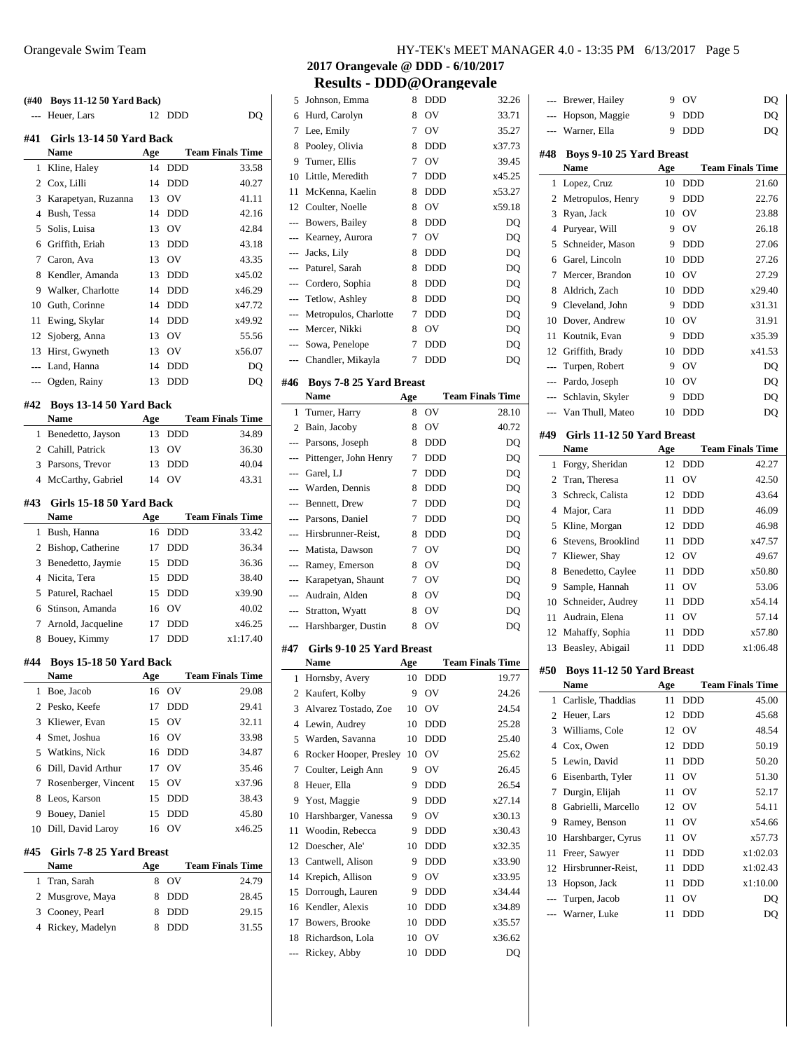## 2017 Orangevale @ DDD - 6/10/2017

## Results - DDD@Orangevale

**(#40 Boys 11-12 50 Yard Back)**

| | Name | Age | Team | Finals Time |
|---|---|---|---|---|
| --- | Heuer, Lars | 12 | DDD | DQ |

### #41 Girls 13-14 50 Yard Back

| | Name | Age | Team | Finals Time |
|---|---|---|---|---|
| 1 | Kline, Haley | 14 | DDD | 33.58 |
| 2 | Cox, Lilli | 14 | DDD | 40.27 |
| 3 | Karapetyan, Ruzanna | 13 | OV | 41.11 |
| 4 | Bush, Tessa | 14 | DDD | 42.16 |
| 5 | Solis, Luisa | 13 | OV | 42.84 |
| 6 | Griffith, Eriah | 13 | DDD | 43.18 |
| 7 | Caron, Ava | 13 | OV | 43.35 |
| 8 | Kendler, Amanda | 13 | DDD | x45.02 |
| 9 | Walker, Charlotte | 14 | DDD | x46.29 |
| 10 | Guth, Corinne | 14 | DDD | x47.72 |
| 11 | Ewing, Skylar | 14 | DDD | x49.92 |
| 12 | Sjoberg, Anna | 13 | OV | 55.56 |
| 13 | Hirst, Gwyneth | 13 | OV | x56.07 |
| --- | Land, Hanna | 14 | DDD | DQ |
| --- | Ogden, Rainy | 13 | DDD | DQ |

### #42 Boys 13-14 50 Yard Back

| | Name | Age | Team | Finals Time |
|---|---|---|---|---|
| 1 | Benedetto, Jayson | 13 | DDD | 34.89 |
| 2 | Cahill, Patrick | 13 | OV | 36.30 |
| 3 | Parsons, Trevor | 13 | DDD | 40.04 |
| 4 | McCarthy, Gabriel | 14 | OV | 43.31 |

### #43 Girls 15-18 50 Yard Back

| | Name | Age | Team | Finals Time |
|---|---|---|---|---|
| 1 | Bush, Hanna | 16 | DDD | 33.42 |
| 2 | Bishop, Catherine | 17 | DDD | 36.34 |
| 3 | Benedetto, Jaymie | 15 | DDD | 36.36 |
| 4 | Nicita, Tera | 15 | DDD | 38.40 |
| 5 | Paturel, Rachael | 15 | DDD | x39.90 |
| 6 | Stinson, Amanda | 16 | OV | 40.02 |
| 7 | Arnold, Jacqueline | 17 | DDD | x46.25 |
| 8 | Bouey, Kimmy | 17 | DDD | x1:17.40 |

### #44 Boys 15-18 50 Yard Back

| | Name | Age | Team | Finals Time |
|---|---|---|---|---|
| 1 | Boe, Jacob | 16 | OV | 29.08 |
| 2 | Pesko, Keefe | 17 | DDD | 29.41 |
| 3 | Kliewer, Evan | 15 | OV | 32.11 |
| 4 | Smet, Joshua | 16 | OV | 33.98 |
| 5 | Watkins, Nick | 16 | DDD | 34.87 |
| 6 | Dill, David Arthur | 17 | OV | 35.46 |
| 7 | Rosenberger, Vincent | 15 | OV | x37.96 |
| 8 | Leos, Karson | 15 | DDD | 38.43 |
| 9 | Bouey, Daniel | 15 | DDD | 45.80 |
| 10 | Dill, David Laroy | 16 | OV | x46.25 |

### #45 Girls 7-8 25 Yard Breast

| | Name | Age | Team | Finals Time |
|---|---|---|---|---|
| 1 | Tran, Sarah | 8 | OV | 24.79 |
| 2 | Musgrove, Maya | 8 | DDD | 28.45 |
| 3 | Cooney, Pearl | 8 | DDD | 29.15 |
| 4 | Rickey, Madelyn | 8 | DDD | 31.55 |
| 5 | Johnson, Emma | 8 | DDD | 32.26 |
| 6 | Hurd, Carolyn | 8 | OV | 33.71 |
| 7 | Lee, Emily | 7 | OV | 35.27 |
| 8 | Pooley, Olivia | 8 | DDD | x37.73 |
| 9 | Turner, Ellis | 7 | OV | 39.45 |
| 10 | Little, Meredith | 7 | DDD | x45.25 |
| 11 | McKenna, Kaelin | 8 | DDD | x53.27 |
| 12 | Coulter, Noelle | 8 | OV | x59.18 |
| --- | Bowers, Bailey | 8 | DDD | DQ |
| --- | Kearney, Aurora | 7 | OV | DQ |
| --- | Jacks, Lily | 8 | DDD | DQ |
| --- | Paturel, Sarah | 8 | DDD | DQ |
| --- | Cordero, Sophia | 8 | DDD | DQ |
| --- | Tetlow, Ashley | 8 | DDD | DQ |
| --- | Metropulos, Charlotte | 7 | DDD | DQ |
| --- | Mercer, Nikki | 8 | OV | DQ |
| --- | Sowa, Penelope | 7 | DDD | DQ |
| --- | Chandler, Mikayla | 7 | DDD | DQ |

### #46 Boys 7-8 25 Yard Breast

| | Name | Age | Team | Finals Time |
|---|---|---|---|---|
| 1 | Turner, Harry | 8 | OV | 28.10 |
| 2 | Bain, Jacoby | 8 | OV | 40.72 |
| --- | Parsons, Joseph | 8 | DDD | DQ |
| --- | Pittenger, John Henry | 7 | DDD | DQ |
| --- | Garel, LJ | 7 | DDD | DQ |
| --- | Warden, Dennis | 8 | DDD | DQ |
| --- | Bennett, Drew | 7 | DDD | DQ |
| --- | Parsons, Daniel | 7 | DDD | DQ |
| --- | Hirsbrunner-Reist, | 8 | DDD | DQ |
| --- | Matista, Dawson | 7 | OV | DQ |
| --- | Ramey, Emerson | 8 | OV | DQ |
| --- | Karapetyan, Shaunt | 7 | OV | DQ |
| --- | Audrain, Alden | 8 | OV | DQ |
| --- | Stratton, Wyatt | 8 | OV | DQ |
| --- | Harshbarger, Dustin | 8 | OV | DQ |

### #47 Girls 9-10 25 Yard Breast

| | Name | Age | Team | Finals Time |
|---|---|---|---|---|
| 1 | Hornsby, Avery | 10 | DDD | 19.77 |
| 2 | Kaufert, Kolby | 9 | OV | 24.26 |
| 3 | Alvarez Tostado, Zoe | 10 | OV | 24.54 |
| 4 | Lewin, Audrey | 10 | DDD | 25.28 |
| 5 | Warden, Savanna | 10 | DDD | 25.40 |
| 6 | Rocker Hooper, Presley | 10 | OV | 25.62 |
| 7 | Coulter, Leigh Ann | 9 | OV | 26.45 |
| 8 | Heuer, Ella | 9 | DDD | 26.54 |
| 9 | Yost, Maggie | 9 | DDD | x27.14 |
| 10 | Harshbarger, Vanessa | 9 | OV | x30.13 |
| 11 | Woodin, Rebecca | 9 | DDD | x30.43 |
| 12 | Doescher, Ale' | 10 | DDD | x32.35 |
| 13 | Cantwell, Alison | 9 | DDD | x33.90 |
| 14 | Krepich, Allison | 9 | OV | x33.95 |
| 15 | Dorrough, Lauren | 9 | DDD | x34.44 |
| 16 | Kendler, Alexis | 10 | DDD | x34.89 |
| 17 | Bowers, Brooke | 10 | DDD | x35.57 |
| 18 | Richardson, Lola | 10 | OV | x36.62 |
| --- | Rickey, Abby | 10 | DDD | DQ |
| --- | Brewer, Hailey | 9 | OV | DQ |
| --- | Hopson, Maggie | 9 | DDD | DQ |
| --- | Warner, Ella | 9 | DDD | DQ |

### #48 Boys 9-10 25 Yard Breast

| | Name | Age | Team | Finals Time |
|---|---|---|---|---|
| 1 | Lopez, Cruz | 10 | DDD | 21.60 |
| 2 | Metropulos, Henry | 9 | DDD | 22.76 |
| 3 | Ryan, Jack | 10 | OV | 23.88 |
| 4 | Puryear, Will | 9 | OV | 26.18 |
| 5 | Schneider, Mason | 9 | DDD | 27.06 |
| 6 | Garel, Lincoln | 10 | DDD | 27.26 |
| 7 | Mercer, Brandon | 10 | OV | 27.29 |
| 8 | Aldrich, Zach | 10 | DDD | x29.40 |
| 9 | Cleveland, John | 9 | DDD | x31.31 |
| 10 | Dover, Andrew | 10 | OV | 31.91 |
| 11 | Koutnik, Evan | 9 | DDD | x35.39 |
| 12 | Griffith, Brady | 10 | DDD | x41.53 |
| --- | Turpen, Robert | 9 | OV | DQ |
| --- | Pardo, Joseph | 10 | OV | DQ |
| --- | Schlavin, Skyler | 9 | DDD | DQ |
| --- | Van Thull, Mateo | 10 | DDD | DQ |

### #49 Girls 11-12 50 Yard Breast

| | Name | Age | Team | Finals Time |
|---|---|---|---|---|
| 1 | Forgy, Sheridan | 12 | DDD | 42.27 |
| 2 | Tran, Theresa | 11 | OV | 42.50 |
| 3 | Schreck, Calista | 12 | DDD | 43.64 |
| 4 | Major, Cara | 11 | DDD | 46.09 |
| 5 | Kline, Morgan | 12 | DDD | 46.98 |
| 6 | Stevens, Brooklind | 11 | DDD | x47.57 |
| 7 | Kliewer, Shay | 12 | OV | 49.67 |
| 8 | Benedetto, Caylee | 11 | DDD | x50.80 |
| 9 | Sample, Hannah | 11 | OV | 53.06 |
| 10 | Schneider, Audrey | 11 | DDD | x54.14 |
| 11 | Audrain, Elena | 11 | OV | 57.14 |
| 12 | Mahaffy, Sophia | 11 | DDD | x57.80 |
| 13 | Beasley, Abigail | 11 | DDD | x1:06.48 |

### #50 Boys 11-12 50 Yard Breast

| | Name | Age | Team | Finals Time |
|---|---|---|---|---|
| 1 | Carlisle, Thaddias | 11 | DDD | 45.00 |
| 2 | Heuer, Lars | 12 | DDD | 45.68 |
| 3 | Williams, Cole | 12 | OV | 48.54 |
| 4 | Cox, Owen | 12 | DDD | 50.19 |
| 5 | Lewin, David | 11 | DDD | 50.20 |
| 6 | Eisenbarth, Tyler | 11 | OV | 51.30 |
| 7 | Durgin, Elijah | 11 | OV | 52.17 |
| 8 | Gabrielli, Marcello | 12 | OV | 54.11 |
| 9 | Ramey, Benson | 11 | OV | x54.66 |
| 10 | Harshbarger, Cyrus | 11 | OV | x57.73 |
| 11 | Freer, Sawyer | 11 | DDD | x1:02.03 |
| 12 | Hirsbrunner-Reist, | 11 | DDD | x1:02.43 |
| 13 | Hopson, Jack | 11 | DDD | x1:10.00 |
| --- | Turpen, Jacob | 11 | OV | DQ |
| --- | Warner, Luke | 11 | DDD | DQ |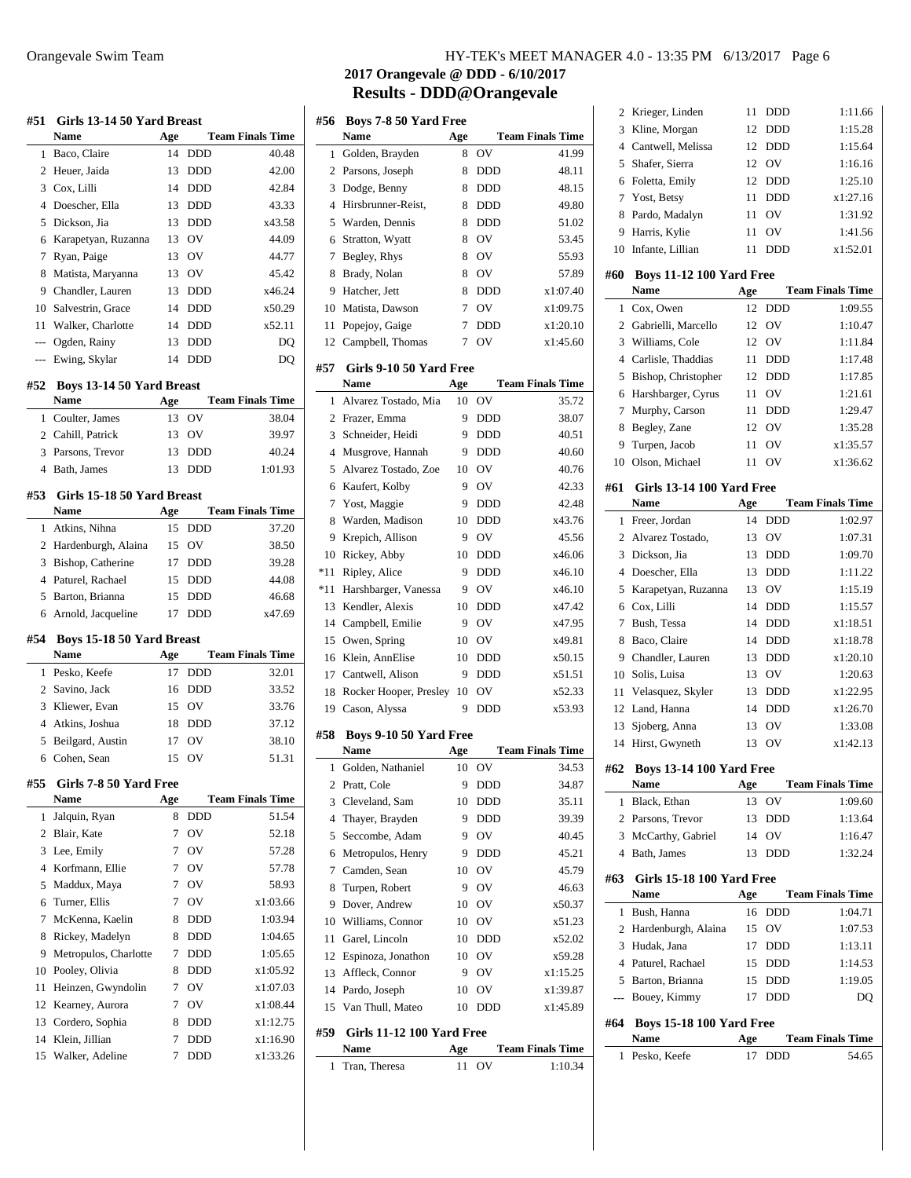## 2017 Orangevale @ DDD - 6/10/2017

## Results - DDD@Orangevale

### #51 Girls 13-14 50 Yard Breast

| | Name | Age | Team | Finals Time |
|---|---|---|---|---|
| 1 | Baco, Claire | 14 | DDD | 40.48 |
| 2 | Heuer, Jaida | 13 | DDD | 42.00 |
| 3 | Cox, Lilli | 14 | DDD | 42.84 |
| 4 | Doescher, Ella | 13 | DDD | 43.33 |
| 5 | Dickson, Jia | 13 | DDD | x43.58 |
| 6 | Karapetyan, Ruzanna | 13 | OV | 44.09 |
| 7 | Ryan, Paige | 13 | OV | 44.77 |
| 8 | Matista, Maryanna | 13 | OV | 45.42 |
| 9 | Chandler, Lauren | 13 | DDD | x46.24 |
| 10 | Salvestrin, Grace | 14 | DDD | x50.29 |
| 11 | Walker, Charlotte | 14 | DDD | x52.11 |
| --- | Ogden, Rainy | 13 | DDD | DQ |
| --- | Ewing, Skylar | 14 | DDD | DQ |

### #52 Boys 13-14 50 Yard Breast

| | Name | Age | Team | Finals Time |
|---|---|---|---|---|
| 1 | Coulter, James | 13 | OV | 38.04 |
| 2 | Cahill, Patrick | 13 | OV | 39.97 |
| 3 | Parsons, Trevor | 13 | DDD | 40.24 |
| 4 | Bath, James | 13 | DDD | 1:01.93 |

### #53 Girls 15-18 50 Yard Breast

| | Name | Age | Team | Finals Time |
|---|---|---|---|---|
| 1 | Atkins, Nihna | 15 | DDD | 37.20 |
| 2 | Hardenburgh, Alaina | 15 | OV | 38.50 |
| 3 | Bishop, Catherine | 17 | DDD | 39.28 |
| 4 | Paturel, Rachael | 15 | DDD | 44.08 |
| 5 | Barton, Brianna | 15 | DDD | 46.68 |
| 6 | Arnold, Jacqueline | 17 | DDD | x47.69 |

### #54 Boys 15-18 50 Yard Breast

| | Name | Age | Team | Finals Time |
|---|---|---|---|---|
| 1 | Pesko, Keefe | 17 | DDD | 32.01 |
| 2 | Savino, Jack | 16 | DDD | 33.52 |
| 3 | Kliewer, Evan | 15 | OV | 33.76 |
| 4 | Atkins, Joshua | 18 | DDD | 37.12 |
| 5 | Beilgard, Austin | 17 | OV | 38.10 |
| 6 | Cohen, Sean | 15 | OV | 51.31 |

### #55 Girls 7-8 50 Yard Free

| | Name | Age | Team | Finals Time |
|---|---|---|---|---|
| 1 | Jalquin, Ryan | 8 | DDD | 51.54 |
| 2 | Blair, Kate | 7 | OV | 52.18 |
| 3 | Lee, Emily | 7 | OV | 57.28 |
| 4 | Korfmann, Ellie | 7 | OV | 57.78 |
| 5 | Maddux, Maya | 7 | OV | 58.93 |
| 6 | Turner, Ellis | 7 | OV | x1:03.66 |
| 7 | McKenna, Kaelin | 8 | DDD | 1:03.94 |
| 8 | Rickey, Madelyn | 8 | DDD | 1:04.65 |
| 9 | Metropulos, Charlotte | 7 | DDD | 1:05.65 |
| 10 | Pooley, Olivia | 8 | DDD | x1:05.92 |
| 11 | Heinzen, Gwyndolin | 7 | OV | x1:07.03 |
| 12 | Kearney, Aurora | 7 | OV | x1:08.44 |
| 13 | Cordero, Sophia | 8 | DDD | x1:12.75 |
| 14 | Klein, Jillian | 7 | DDD | x1:16.90 |
| 15 | Walker, Adeline | 7 | DDD | x1:33.26 |

### #56 Boys 7-8 50 Yard Free

| | Name | Age | Team | Finals Time |
|---|---|---|---|---|
| 1 | Golden, Brayden | 8 | OV | 41.99 |
| 2 | Parsons, Joseph | 8 | DDD | 48.11 |
| 3 | Dodge, Benny | 8 | DDD | 48.15 |
| 4 | Hirsbrunner-Reist, | 8 | DDD | 49.80 |
| 5 | Warden, Dennis | 8 | DDD | 51.02 |
| 6 | Stratton, Wyatt | 8 | OV | 53.45 |
| 7 | Begley, Rhys | 8 | OV | 55.93 |
| 8 | Brady, Nolan | 8 | OV | 57.89 |
| 9 | Hatcher, Jett | 8 | DDD | x1:07.40 |
| 10 | Matista, Dawson | 7 | OV | x1:09.75 |
| 11 | Popejoy, Gaige | 7 | DDD | x1:20.10 |
| 12 | Campbell, Thomas | 7 | OV | x1:45.60 |

### #57 Girls 9-10 50 Yard Free

| | Name | Age | Team | Finals Time |
|---|---|---|---|---|
| 1 | Alvarez Tostado, Mia | 10 | OV | 35.72 |
| 2 | Frazer, Emma | 9 | DDD | 38.07 |
| 3 | Schneider, Heidi | 9 | DDD | 40.51 |
| 4 | Musgrove, Hannah | 9 | DDD | 40.60 |
| 5 | Alvarez Tostado, Zoe | 10 | OV | 40.76 |
| 6 | Kaufert, Kolby | 9 | OV | 42.33 |
| 7 | Yost, Maggie | 9 | DDD | 42.48 |
| 8 | Warden, Madison | 10 | DDD | x43.76 |
| 9 | Krepich, Allison | 9 | OV | 45.56 |
| 10 | Rickey, Abby | 10 | DDD | x46.06 |
| *11 | Ripley, Alice | 9 | DDD | x46.10 |
| *11 | Harshbarger, Vanessa | 9 | OV | x46.10 |
| 13 | Kendler, Alexis | 10 | DDD | x47.42 |
| 14 | Campbell, Emilie | 9 | OV | x47.95 |
| 15 | Owen, Spring | 10 | OV | x49.81 |
| 16 | Klein, AnnElise | 10 | DDD | x50.15 |
| 17 | Cantwell, Alison | 9 | DDD | x51.51 |
| 18 | Rocker Hooper, Presley | 10 | OV | x52.33 |
| 19 | Cason, Alyssa | 9 | DDD | x53.93 |

### #58 Boys 9-10 50 Yard Free

| | Name | Age | Team | Finals Time |
|---|---|---|---|---|
| 1 | Golden, Nathaniel | 10 | OV | 34.53 |
| 2 | Pratt, Cole | 9 | DDD | 34.87 |
| 3 | Cleveland, Sam | 10 | DDD | 35.11 |
| 4 | Thayer, Brayden | 9 | DDD | 39.39 |
| 5 | Seccombe, Adam | 9 | OV | 40.45 |
| 6 | Metropulos, Henry | 9 | DDD | 45.21 |
| 7 | Camden, Sean | 10 | OV | 45.79 |
| 8 | Turpen, Robert | 9 | OV | 46.63 |
| 9 | Dover, Andrew | 10 | OV | x50.37 |
| 10 | Williams, Connor | 10 | OV | x51.23 |
| 11 | Garel, Lincoln | 10 | DDD | x52.02 |
| 12 | Espinoza, Jonathon | 10 | OV | x59.28 |
| 13 | Affleck, Connor | 9 | OV | x1:15.25 |
| 14 | Pardo, Joseph | 10 | OV | x1:39.87 |
| 15 | Van Thull, Mateo | 10 | DDD | x1:45.89 |

### #59 Girls 11-12 100 Yard Free

| | Name | Age | Team | Finals Time |
|---|---|---|---|---|
| 1 | Tran, Theresa | 11 | OV | 1:10.34 |
| 2 | Krieger, Linden | 11 | DDD | 1:11.66 |
| 3 | Kline, Morgan | 12 | DDD | 1:15.28 |
| 4 | Cantwell, Melissa | 12 | DDD | 1:15.64 |
| 5 | Shafer, Sierra | 12 | OV | 1:16.16 |
| 6 | Foletta, Emily | 12 | DDD | 1:25.10 |
| 7 | Yost, Betsy | 11 | DDD | x1:27.16 |
| 8 | Pardo, Madalyn | 11 | OV | 1:31.92 |
| 9 | Harris, Kylie | 11 | OV | 1:41.56 |
| 10 | Infante, Lillian | 11 | DDD | x1:52.01 |

### #60 Boys 11-12 100 Yard Free

| | Name | Age | Team | Finals Time |
|---|---|---|---|---|
| 1 | Cox, Owen | 12 | DDD | 1:09.55 |
| 2 | Gabrielli, Marcello | 12 | OV | 1:10.47 |
| 3 | Williams, Cole | 12 | OV | 1:11.84 |
| 4 | Carlisle, Thaddias | 11 | DDD | 1:17.48 |
| 5 | Bishop, Christopher | 12 | DDD | 1:17.85 |
| 6 | Harshbarger, Cyrus | 11 | OV | 1:21.61 |
| 7 | Murphy, Carson | 11 | DDD | 1:29.47 |
| 8 | Begley, Zane | 12 | OV | 1:35.28 |
| 9 | Turpen, Jacob | 11 | OV | x1:35.57 |
| 10 | Olson, Michael | 11 | OV | x1:36.62 |

### #61 Girls 13-14 100 Yard Free

| | Name | Age | Team | Finals Time |
|---|---|---|---|---|
| 1 | Freer, Jordan | 14 | DDD | 1:02.97 |
| 2 | Alvarez Tostado, | 13 | OV | 1:07.31 |
| 3 | Dickson, Jia | 13 | DDD | 1:09.70 |
| 4 | Doescher, Ella | 13 | DDD | 1:11.22 |
| 5 | Karapetyan, Ruzanna | 13 | OV | 1:15.19 |
| 6 | Cox, Lilli | 14 | DDD | 1:15.57 |
| 7 | Bush, Tessa | 14 | DDD | x1:18.51 |
| 8 | Baco, Claire | 14 | DDD | x1:18.78 |
| 9 | Chandler, Lauren | 13 | DDD | x1:20.10 |
| 10 | Solis, Luisa | 13 | OV | 1:20.63 |
| 11 | Velasquez, Skyler | 13 | DDD | x1:22.95 |
| 12 | Land, Hanna | 14 | DDD | x1:26.70 |
| 13 | Sjoberg, Anna | 13 | OV | 1:33.08 |
| 14 | Hirst, Gwyneth | 13 | OV | x1:42.13 |

### #62 Boys 13-14 100 Yard Free

| | Name | Age | Team | Finals Time |
|---|---|---|---|---|
| 1 | Black, Ethan | 13 | OV | 1:09.60 |
| 2 | Parsons, Trevor | 13 | DDD | 1:13.64 |
| 3 | McCarthy, Gabriel | 14 | OV | 1:16.47 |
| 4 | Bath, James | 13 | DDD | 1:32.24 |

### #63 Girls 15-18 100 Yard Free

| | Name | Age | Team | Finals Time |
|---|---|---|---|---|
| 1 | Bush, Hanna | 16 | DDD | 1:04.71 |
| 2 | Hardenburgh, Alaina | 15 | OV | 1:07.53 |
| 3 | Hudak, Jana | 17 | DDD | 1:13.11 |
| 4 | Paturel, Rachael | 15 | DDD | 1:14.53 |
| 5 | Barton, Brianna | 15 | DDD | 1:19.05 |
| --- | Bouey, Kimmy | 17 | DDD | DQ |

### #64 Boys 15-18 100 Yard Free

| | Name | Age | Team | Finals Time |
|---|---|---|---|---|
| 1 | Pesko, Keefe | 17 | DDD | 54.65 |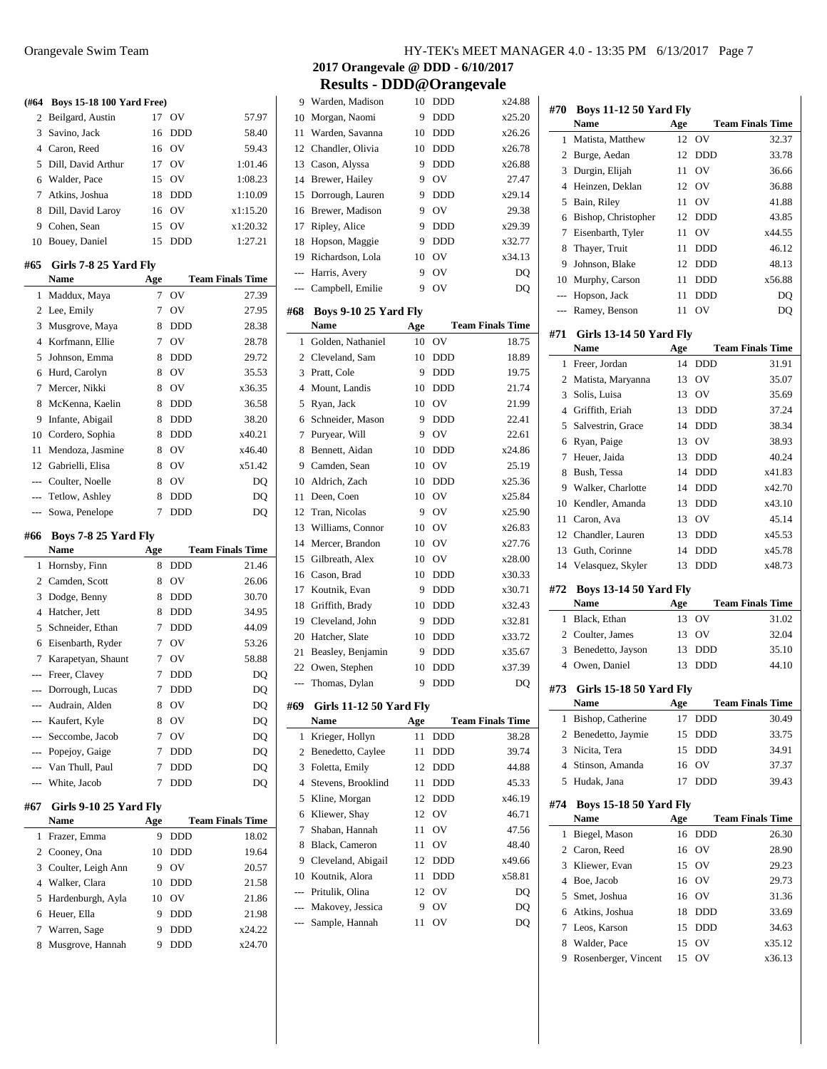## 2017 Orangevale @ DDD - 6/10/2017
## Results - DDD@Orangevale

**(#64 Boys 15-18 100 Yard Free)**

| | Name | Age | Team | Finals Time |
|---|---|---|---|---|
| 2 | Beilgard, Austin | 17 | OV | 57.97 |
| 3 | Savino, Jack | 16 | DDD | 58.40 |
| 4 | Caron, Reed | 16 | OV | 59.43 |
| 5 | Dill, David Arthur | 17 | OV | 1:01.46 |
| 6 | Walder, Pace | 15 | OV | 1:08.23 |
| 7 | Atkins, Joshua | 18 | DDD | 1:10.09 |
| 8 | Dill, David Laroy | 16 | OV | x1:15.20 |
| 9 | Cohen, Sean | 15 | OV | x1:20.32 |
| 10 | Bouey, Daniel | 15 | DDD | 1:27.21 |

### #65 Girls 7-8 25 Yard Fly

| | Name | Age | Team | Finals Time |
|---|---|---|---|---|
| 1 | Maddux, Maya | 7 | OV | 27.39 |
| 2 | Lee, Emily | 7 | OV | 27.95 |
| 3 | Musgrove, Maya | 8 | DDD | 28.38 |
| 4 | Korfmann, Ellie | 7 | OV | 28.78 |
| 5 | Johnson, Emma | 8 | DDD | 29.72 |
| 6 | Hurd, Carolyn | 8 | OV | 35.53 |
| 7 | Mercer, Nikki | 8 | OV | x36.35 |
| 8 | McKenna, Kaelin | 8 | DDD | 36.58 |
| 9 | Infante, Abigail | 8 | DDD | 38.20 |
| 10 | Cordero, Sophia | 8 | DDD | x40.21 |
| 11 | Mendoza, Jasmine | 8 | OV | x46.40 |
| 12 | Gabrielli, Elisa | 8 | OV | x51.42 |
| --- | Coulter, Noelle | 8 | OV | DQ |
| --- | Tetlow, Ashley | 8 | DDD | DQ |
| --- | Sowa, Penelope | 7 | DDD | DQ |

### #66 Boys 7-8 25 Yard Fly

| | Name | Age | Team | Finals Time |
|---|---|---|---|---|
| 1 | Hornsby, Finn | 8 | DDD | 21.46 |
| 2 | Camden, Scott | 8 | OV | 26.06 |
| 3 | Dodge, Benny | 8 | DDD | 30.70 |
| 4 | Hatcher, Jett | 8 | DDD | 34.95 |
| 5 | Schneider, Ethan | 7 | DDD | 44.09 |
| 6 | Eisenbarth, Ryder | 7 | OV | 53.26 |
| 7 | Karapetyan, Shaunt | 7 | OV | 58.88 |
| --- | Freer, Clavey | 7 | DDD | DQ |
| --- | Dorrough, Lucas | 7 | DDD | DQ |
| --- | Audrain, Alden | 8 | OV | DQ |
| --- | Kaufert, Kyle | 8 | OV | DQ |
| --- | Seccombe, Jacob | 7 | OV | DQ |
| --- | Popejoy, Gaige | 7 | DDD | DQ |
| --- | Van Thull, Paul | 7 | DDD | DQ |
| --- | White, Jacob | 7 | DDD | DQ |

### #67 Girls 9-10 25 Yard Fly

| | Name | Age | Team | Finals Time |
|---|---|---|---|---|
| 1 | Frazer, Emma | 9 | DDD | 18.02 |
| 2 | Cooney, Ona | 10 | DDD | 19.64 |
| 3 | Coulter, Leigh Ann | 9 | OV | 20.57 |
| 4 | Walker, Clara | 10 | DDD | 21.58 |
| 5 | Hardenburgh, Ayla | 10 | OV | 21.86 |
| 6 | Heuer, Ella | 9 | DDD | 21.98 |
| 7 | Warren, Sage | 9 | DDD | x24.22 |
| 8 | Musgrove, Hannah | 9 | DDD | x24.70 |
| 9 | Warden, Madison | 10 | DDD | x24.88 |
| 10 | Morgan, Naomi | 9 | DDD | x25.20 |
| 11 | Warden, Savanna | 10 | DDD | x26.26 |
| 12 | Chandler, Olivia | 10 | DDD | x26.78 |
| 13 | Cason, Alyssa | 9 | DDD | x26.88 |
| 14 | Brewer, Hailey | 9 | OV | 27.47 |
| 15 | Dorrough, Lauren | 9 | DDD | x29.14 |
| 16 | Brewer, Madison | 9 | OV | 29.38 |
| 17 | Ripley, Alice | 9 | DDD | x29.39 |
| 18 | Hopson, Maggie | 9 | DDD | x32.77 |
| 19 | Richardson, Lola | 10 | OV | x34.13 |
| --- | Harris, Avery | 9 | OV | DQ |
| --- | Campbell, Emilie | 9 | OV | DQ |

### #68 Boys 9-10 25 Yard Fly

| | Name | Age | Team | Finals Time |
|---|---|---|---|---|
| 1 | Golden, Nathaniel | 10 | OV | 18.75 |
| 2 | Cleveland, Sam | 10 | DDD | 18.89 |
| 3 | Pratt, Cole | 9 | DDD | 19.75 |
| 4 | Mount, Landis | 10 | DDD | 21.74 |
| 5 | Ryan, Jack | 10 | OV | 21.99 |
| 6 | Schneider, Mason | 9 | DDD | 22.41 |
| 7 | Puryear, Will | 9 | OV | 22.61 |
| 8 | Bennett, Aidan | 10 | DDD | x24.86 |
| 9 | Camden, Sean | 10 | OV | 25.19 |
| 10 | Aldrich, Zach | 10 | DDD | x25.36 |
| 11 | Deen, Coen | 10 | OV | x25.84 |
| 12 | Tran, Nicolas | 9 | OV | x25.90 |
| 13 | Williams, Connor | 10 | OV | x26.83 |
| 14 | Mercer, Brandon | 10 | OV | x27.76 |
| 15 | Gilbreath, Alex | 10 | OV | x28.00 |
| 16 | Cason, Brad | 10 | DDD | x30.33 |
| 17 | Koutnik, Evan | 9 | DDD | x30.71 |
| 18 | Griffith, Brady | 10 | DDD | x32.43 |
| 19 | Cleveland, John | 9 | DDD | x32.81 |
| 20 | Hatcher, Slate | 10 | DDD | x33.72 |
| 21 | Beasley, Benjamin | 9 | DDD | x35.67 |
| 22 | Owen, Stephen | 10 | DDD | x37.39 |
| --- | Thomas, Dylan | 9 | DDD | DQ |

### #69 Girls 11-12 50 Yard Fly

| | Name | Age | Team | Finals Time |
|---|---|---|---|---|
| 1 | Krieger, Hollyn | 11 | DDD | 38.28 |
| 2 | Benedetto, Caylee | 11 | DDD | 39.74 |
| 3 | Foletta, Emily | 12 | DDD | 44.88 |
| 4 | Stevens, Brooklind | 11 | DDD | 45.33 |
| 5 | Kline, Morgan | 12 | DDD | x46.19 |
| 6 | Kliewer, Shay | 12 | OV | 46.71 |
| 7 | Shaban, Hannah | 11 | OV | 47.56 |
| 8 | Black, Cameron | 11 | OV | 48.40 |
| 9 | Cleveland, Abigail | 12 | DDD | x49.66 |
| 10 | Koutnik, Alora | 11 | DDD | x58.81 |
| --- | Pritulik, Olina | 12 | OV | DQ |
| --- | Makovey, Jessica | 9 | OV | DQ |
| --- | Sample, Hannah | 11 | OV | DQ |

### #70 Boys 11-12 50 Yard Fly

| | Name | Age | Team | Finals Time |
|---|---|---|---|---|
| 1 | Matista, Matthew | 12 | OV | 32.37 |
| 2 | Burge, Aedan | 12 | DDD | 33.78 |
| 3 | Durgin, Elijah | 11 | OV | 36.66 |
| 4 | Heinzen, Deklan | 12 | OV | 36.88 |
| 5 | Bain, Riley | 11 | OV | 41.88 |
| 6 | Bishop, Christopher | 12 | DDD | 43.85 |
| 7 | Eisenbarth, Tyler | 11 | OV | x44.55 |
| 8 | Thayer, Truit | 11 | DDD | 46.12 |
| 9 | Johnson, Blake | 12 | DDD | 48.13 |
| 10 | Murphy, Carson | 11 | DDD | x56.88 |
| --- | Hopson, Jack | 11 | DDD | DQ |
| --- | Ramey, Benson | 11 | OV | DQ |

### #71 Girls 13-14 50 Yard Fly

| | Name | Age | Team | Finals Time |
|---|---|---|---|---|
| 1 | Freer, Jordan | 14 | DDD | 31.91 |
| 2 | Matista, Maryanna | 13 | OV | 35.07 |
| 3 | Solis, Luisa | 13 | OV | 35.69 |
| 4 | Griffith, Eriah | 13 | DDD | 37.24 |
| 5 | Salvestrin, Grace | 14 | DDD | 38.34 |
| 6 | Ryan, Paige | 13 | OV | 38.93 |
| 7 | Heuer, Jaida | 13 | DDD | 40.24 |
| 8 | Bush, Tessa | 14 | DDD | x41.83 |
| 9 | Walker, Charlotte | 14 | DDD | x42.70 |
| 10 | Kendler, Amanda | 13 | DDD | x43.10 |
| 11 | Caron, Ava | 13 | OV | 45.14 |
| 12 | Chandler, Lauren | 13 | DDD | x45.53 |
| 13 | Guth, Corinne | 14 | DDD | x45.78 |
| 14 | Velasquez, Skyler | 13 | DDD | x48.73 |

### #72 Boys 13-14 50 Yard Fly

| | Name | Age | Team | Finals Time |
|---|---|---|---|---|
| 1 | Black, Ethan | 13 | OV | 31.02 |
| 2 | Coulter, James | 13 | OV | 32.04 |
| 3 | Benedetto, Jayson | 13 | DDD | 35.10 |
| 4 | Owen, Daniel | 13 | DDD | 44.10 |

### #73 Girls 15-18 50 Yard Fly

| | Name | Age | Team | Finals Time |
|---|---|---|---|---|
| 1 | Bishop, Catherine | 17 | DDD | 30.49 |
| 2 | Benedetto, Jaymie | 15 | DDD | 33.75 |
| 3 | Nicita, Tera | 15 | DDD | 34.91 |
| 4 | Stinson, Amanda | 16 | OV | 37.37 |
| 5 | Hudak, Jana | 17 | DDD | 39.43 |

### #74 Boys 15-18 50 Yard Fly

| | Name | Age | Team | Finals Time |
|---|---|---|---|---|
| 1 | Biegel, Mason | 16 | DDD | 26.30 |
| 2 | Caron, Reed | 16 | OV | 28.90 |
| 3 | Kliewer, Evan | 15 | OV | 29.23 |
| 4 | Boe, Jacob | 16 | OV | 29.73 |
| 5 | Smet, Joshua | 16 | OV | 31.36 |
| 6 | Atkins, Joshua | 18 | DDD | 33.69 |
| 7 | Leos, Karson | 15 | DDD | 34.63 |
| 8 | Walder, Pace | 15 | OV | x35.12 |
| 9 | Rosenberger, Vincent | 15 | OV | x36.13 |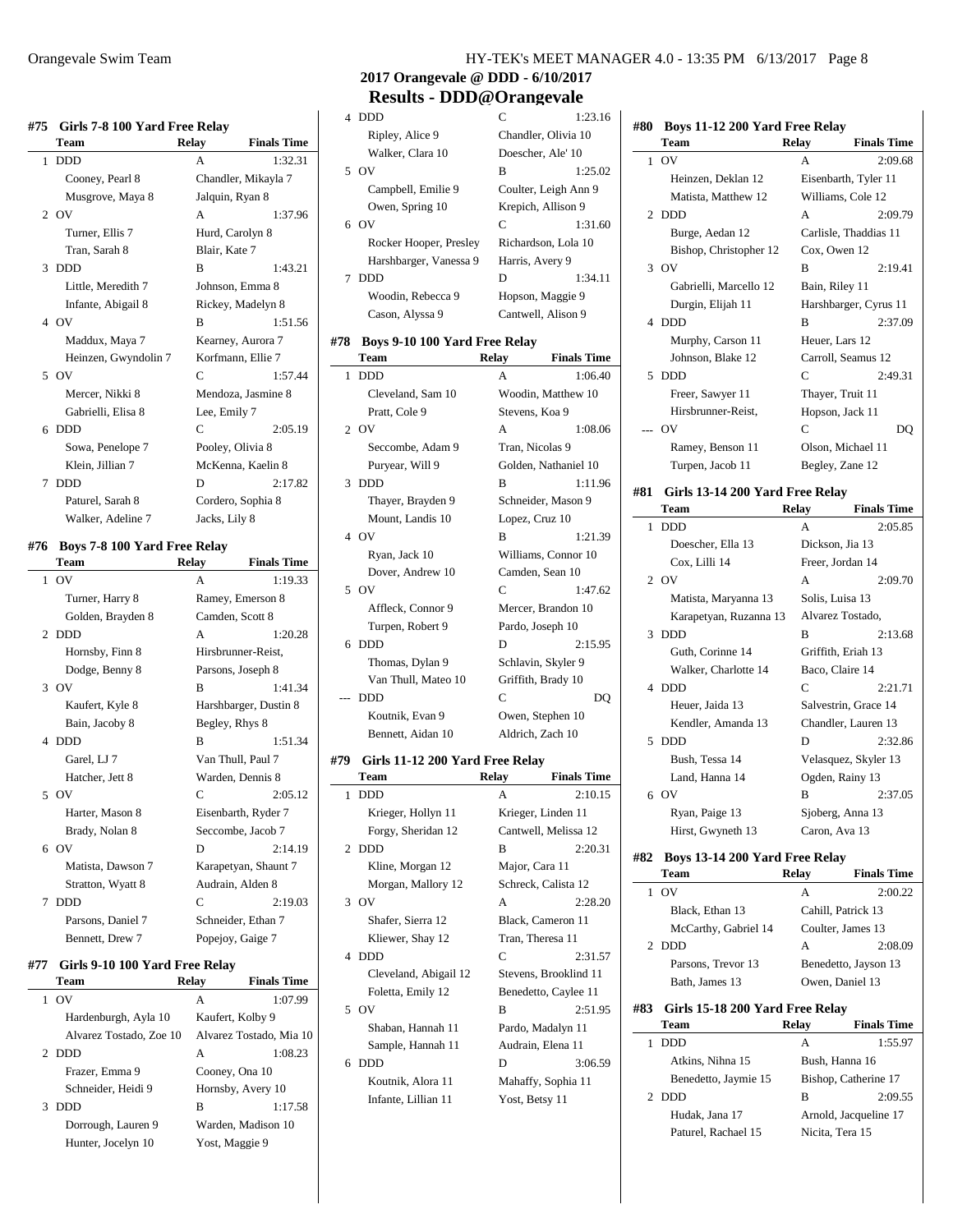## 2017 Orangevale @ DDD - 6/10/2017

## Results - DDD@Orangevale

### #75 Girls 7-8 100 Yard Free Relay

| | Team | Relay | Finals Time |
|---|---|---|---|
| 1 | DDD | A | 1:32.31 |
| | Cooney, Pearl 8 | Chandler, Mikayla 7 | |
| | Musgrove, Maya 8 | Jalquin, Ryan 8 | |
| 2 | OV | A | 1:37.96 |
| | Turner, Ellis 7 | Hurd, Carolyn 8 | |
| | Tran, Sarah 8 | Blair, Kate 7 | |
| 3 | DDD | B | 1:43.21 |
| | Little, Meredith 7 | Johnson, Emma 8 | |
| | Infante, Abigail 8 | Rickey, Madelyn 8 | |
| 4 | OV | B | 1:51.56 |
| | Maddux, Maya 7 | Kearney, Aurora 7 | |
| | Heinzen, Gwyndolin 7 | Korfmann, Ellie 7 | |
| 5 | OV | C | 1:57.44 |
| | Mercer, Nikki 8 | Mendoza, Jasmine 8 | |
| | Gabrielli, Elisa 8 | Lee, Emily 7 | |
| 6 | DDD | C | 2:05.19 |
| | Sowa, Penelope 7 | Pooley, Olivia 8 | |
| | Klein, Jillian 7 | McKenna, Kaelin 8 | |
| 7 | DDD | D | 2:17.82 |
| | Paturel, Sarah 8 | Cordero, Sophia 8 | |
| | Walker, Adeline 7 | Jacks, Lily 8 | |

### #76 Boys 7-8 100 Yard Free Relay

| | Team | Relay | Finals Time |
|---|---|---|---|
| 1 | OV | A | 1:19.33 |
| | Turner, Harry 8 | Ramey, Emerson 8 | |
| | Golden, Brayden 8 | Camden, Scott 8 | |
| 2 | DDD | A | 1:20.28 |
| | Hornsby, Finn 8 | Hirsbrunner-Reist, | |
| | Dodge, Benny 8 | Parsons, Joseph 8 | |
| 3 | OV | B | 1:41.34 |
| | Kaufert, Kyle 8 | Harshbarger, Dustin 8 | |
| | Bain, Jacoby 8 | Begley, Rhys 8 | |
| 4 | DDD | B | 1:51.34 |
| | Garel, LJ 7 | Van Thull, Paul 7 | |
| | Hatcher, Jett 8 | Warden, Dennis 8 | |
| 5 | OV | C | 2:05.12 |
| | Harter, Mason 8 | Eisenbarth, Ryder 7 | |
| | Brady, Nolan 8 | Seccombe, Jacob 7 | |
| 6 | OV | D | 2:14.19 |
| | Matista, Dawson 7 | Karapetyan, Shaunt 7 | |
| | Stratton, Wyatt 8 | Audrain, Alden 8 | |
| 7 | DDD | C | 2:19.03 |
| | Parsons, Daniel 7 | Schneider, Ethan 7 | |
| | Bennett, Drew 7 | Popejoy, Gaige 7 | |

### #77 Girls 9-10 100 Yard Free Relay

| | Team | Relay | Finals Time |
|---|---|---|---|
| 1 | OV | A | 1:07.99 |
| | Hardenburgh, Ayla 10 | Kaufert, Kolby 9 | |
| | Alvarez Tostado, Zoe 10 | Alvarez Tostado, Mia 10 | |
| 2 | DDD | A | 1:08.23 |
| | Frazer, Emma 9 | Cooney, Ona 10 | |
| | Schneider, Heidi 9 | Hornsby, Avery 10 | |
| 3 | DDD | B | 1:17.58 |
| | Dorrough, Lauren 9 | Warden, Madison 10 | |
| | Hunter, Jocelyn 10 | Yost, Maggie 9 | |
| 4 | DDD | C | 1:23.16 |
| | Ripley, Alice 9 | Chandler, Olivia 10 | |
| | Walker, Clara 10 | Doescher, Ale' 10 | |
| 5 | OV | B | 1:25.02 |
| | Campbell, Emilie 9 | Coulter, Leigh Ann 9 | |
| | Owen, Spring 10 | Krepich, Allison 9 | |
| 6 | OV | C | 1:31.60 |
| | Rocker Hooper, Presley | Richardson, Lola 10 | |
| | Harshbarger, Vanessa 9 | Harris, Avery 9 | |
| 7 | DDD | D | 1:34.11 |
| | Woodin, Rebecca 9 | Hopson, Maggie 9 | |
| | Cason, Alyssa 9 | Cantwell, Alison 9 | |

### #78 Boys 9-10 100 Yard Free Relay

| | Team | Relay | Finals Time |
|---|---|---|---|
| 1 | DDD | A | 1:06.40 |
| | Cleveland, Sam 10 | Woodin, Matthew 10 | |
| | Pratt, Cole 9 | Stevens, Koa 9 | |
| 2 | OV | A | 1:08.06 |
| | Seccombe, Adam 9 | Tran, Nicolas 9 | |
| | Puryear, Will 9 | Golden, Nathaniel 10 | |
| 3 | DDD | B | 1:11.96 |
| | Thayer, Brayden 9 | Schneider, Mason 9 | |
| | Mount, Landis 10 | Lopez, Cruz 10 | |
| 4 | OV | B | 1:21.39 |
| | Ryan, Jack 10 | Williams, Connor 10 | |
| | Dover, Andrew 10 | Camden, Sean 10 | |
| 5 | OV | C | 1:47.62 |
| | Affleck, Connor 9 | Mercer, Brandon 10 | |
| | Turpen, Robert 9 | Pardo, Joseph 10 | |
| 6 | DDD | D | 2:15.95 |
| | Thomas, Dylan 9 | Schlavin, Skyler 9 | |
| | Van Thull, Mateo 10 | Griffith, Brady 10 | |
| --- | DDD | C | DQ |
| | Koutnik, Evan 9 | Owen, Stephen 10 | |
| | Bennett, Aidan 10 | Aldrich, Zach 10 | |

### #79 Girls 11-12 200 Yard Free Relay

| | Team | Relay | Finals Time |
|---|---|---|---|
| 1 | DDD | A | 2:10.15 |
| | Krieger, Hollyn 11 | Krieger, Linden 11 | |
| | Forgy, Sheridan 12 | Cantwell, Melissa 12 | |
| 2 | DDD | B | 2:20.31 |
| | Kline, Morgan 12 | Major, Cara 11 | |
| | Morgan, Mallory 12 | Schreck, Calista 12 | |
| 3 | OV | A | 2:28.20 |
| | Shafer, Sierra 12 | Black, Cameron 11 | |
| | Kliewer, Shay 12 | Tran, Theresa 11 | |
| 4 | DDD | C | 2:31.57 |
| | Cleveland, Abigail 12 | Stevens, Brooklind 11 | |
| | Foletta, Emily 12 | Benedetto, Caylee 11 | |
| 5 | OV | B | 2:51.95 |
| | Shaban, Hannah 11 | Pardo, Madalyn 11 | |
| | Sample, Hannah 11 | Audrain, Elena 11 | |
| 6 | DDD | D | 3:06.59 |
| | Koutnik, Alora 11 | Mahaffy, Sophia 11 | |
| | Infante, Lillian 11 | Yost, Betsy 11 | |

### #80 Boys 11-12 200 Yard Free Relay

| | Team | Relay | Finals Time |
|---|---|---|---|
| 1 | OV | A | 2:09.68 |
| | Heinzen, Deklan 12 | Eisenbarth, Tyler 11 | |
| | Matista, Matthew 12 | Williams, Cole 12 | |
| 2 | DDD | A | 2:09.79 |
| | Burge, Aedan 12 | Carlisle, Thaddias 11 | |
| | Bishop, Christopher 12 | Cox, Owen 12 | |
| 3 | OV | B | 2:19.41 |
| | Gabrielli, Marcello 12 | Bain, Riley 11 | |
| | Durgin, Elijah 11 | Harshbarger, Cyrus 11 | |
| 4 | DDD | B | 2:37.09 |
| | Murphy, Carson 11 | Heuer, Lars 12 | |
| | Johnson, Blake 12 | Carroll, Seamus 12 | |
| 5 | DDD | C | 2:49.31 |
| | Freer, Sawyer 11 | Thayer, Truit 11 | |
| | Hirsbrunner-Reist, | Hopson, Jack 11 | |
| --- | OV | C | DQ |
| | Ramey, Benson 11 | Olson, Michael 11 | |
| | Turpen, Jacob 11 | Begley, Zane 12 | |

### #81 Girls 13-14 200 Yard Free Relay

| | Team | Relay | Finals Time |
|---|---|---|---|
| 1 | DDD | A | 2:05.85 |
| | Doescher, Ella 13 | Dickson, Jia 13 | |
| | Cox, Lilli 14 | Freer, Jordan 14 | |
| 2 | OV | A | 2:09.70 |
| | Matista, Maryanna 13 | Solis, Luisa 13 | |
| | Karapetyan, Ruzanna 13 | Alvarez Tostado, | |
| 3 | DDD | B | 2:13.68 |
| | Guth, Corinne 14 | Griffith, Eriah 13 | |
| | Walker, Charlotte 14 | Baco, Claire 14 | |
| 4 | DDD | C | 2:21.71 |
| | Heuer, Jaida 13 | Salvestrin, Grace 14 | |
| | Kendler, Amanda 13 | Chandler, Lauren 13 | |
| 5 | DDD | D | 2:32.86 |
| | Bush, Tessa 14 | Velasquez, Skyler 13 | |
| | Land, Hanna 14 | Ogden, Rainy 13 | |
| 6 | OV | B | 2:37.05 |
| | Ryan, Paige 13 | Sjoberg, Anna 13 | |
| | Hirst, Gwyneth 13 | Caron, Ava 13 | |

### #82 Boys 13-14 200 Yard Free Relay

| | Team | Relay | Finals Time |
|---|---|---|---|
| 1 | OV | A | 2:00.22 |
| | Black, Ethan 13 | Cahill, Patrick 13 | |
| | McCarthy, Gabriel 14 | Coulter, James 13 | |
| 2 | DDD | A | 2:08.09 |
| | Parsons, Trevor 13 | Benedetto, Jayson 13 | |
| | Bath, James 13 | Owen, Daniel 13 | |

### #83 Girls 15-18 200 Yard Free Relay

| | Team | Relay | Finals Time |
|---|---|---|---|
| 1 | DDD | A | 1:55.97 |
| | Atkins, Nihna 15 | Bush, Hanna 16 | |
| | Benedetto, Jaymie 15 | Bishop, Catherine 17 | |
| 2 | DDD | B | 2:09.55 |
| | Hudak, Jana 17 | Arnold, Jacqueline 17 | |
| | Paturel, Rachael 15 | Nicita, Tera 15 | |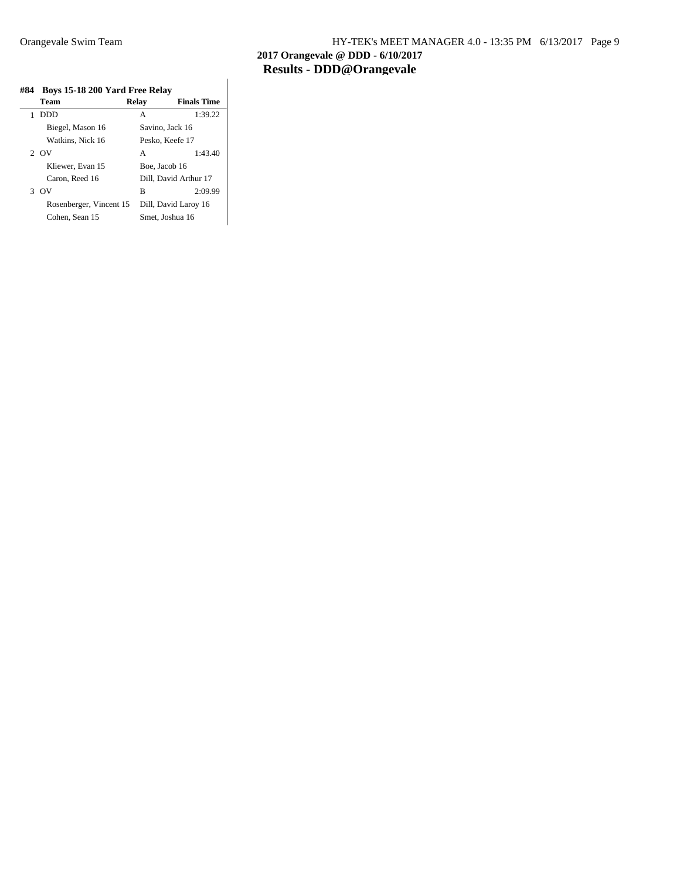## 2017 Orangevale @ DDD - 6/10/2017

## Results - DDD@Orangevale

### #84 Boys 15-18 200 Yard Free Relay

| | Team | Relay | Finals Time |
|---|---|---|---|
| 1 | DDD | A | 1:39.22 |
| | Biegel, Mason 16 | Savino, Jack 16 | |
| | Watkins, Nick 16 | Pesko, Keefe 17 | |
| 2 | OV | A | 1:43.40 |
| | Kliewer, Evan 15 | Boe, Jacob 16 | |
| | Caron, Reed 16 | Dill, David Arthur 17 | |
| 3 | OV | B | 2:09.99 |
| | Rosenberger, Vincent 15 | Dill, David Laroy 16 | |
| | Cohen, Sean 15 | Smet, Joshua 16 | |